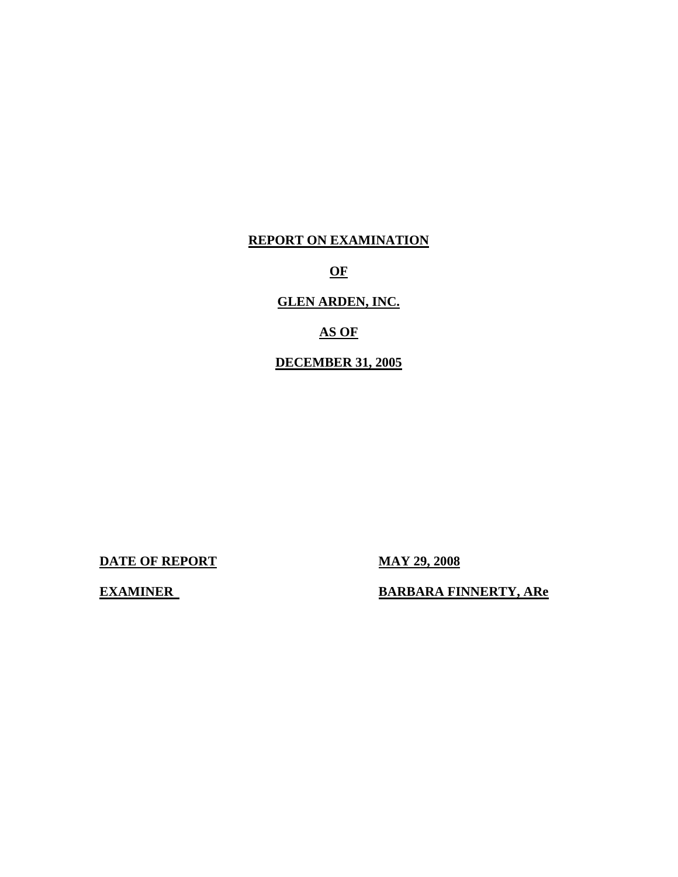# REPORT ON EXAMINATION

# OF

# GLEN ARDEN, INC.

# AS OF

# DECEMBER 31, 2005

**DATE OF REPORT** **MAY 29, 2008**

**EXAMINER** **BARBARA FINNERTY, ARe**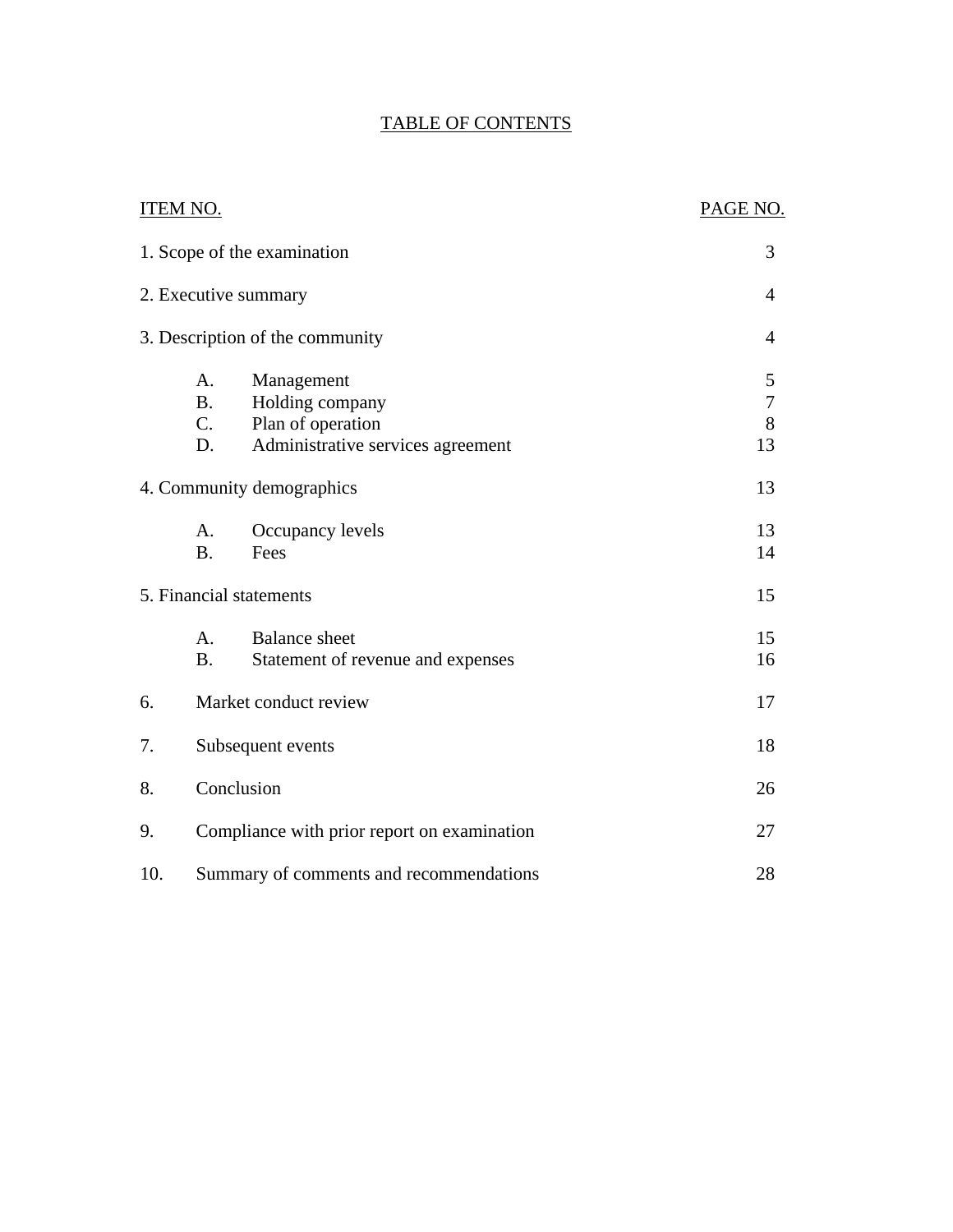# TABLE OF CONTENTS

| ITEM NO. | | | PAGE NO. |
|---|---|---|---|
| 1. Scope of the examination | | | 3 |
| 2. Executive summary | | | 4 |
| 3. Description of the community | | | 4 |
| | A. | Management | 5 |
| | B. | Holding company | 7 |
| | C. | Plan of operation | 8 |
| | D. | Administrative services agreement | 13 |
| 4. Community demographics | | | 13 |
| | A. | Occupancy levels | 13 |
| | B. | Fees | 14 |
| 5. Financial statements | | | 15 |
| | A. | Balance sheet | 15 |
| | B. | Statement of revenue and expenses | 16 |
| 6. | Market conduct review | | 17 |
| 7. | Subsequent events | | 18 |
| 8. | Conclusion | | 26 |
| 9. | Compliance with prior report on examination | | 27 |
| 10. | Summary of comments and recommendations | | 28 |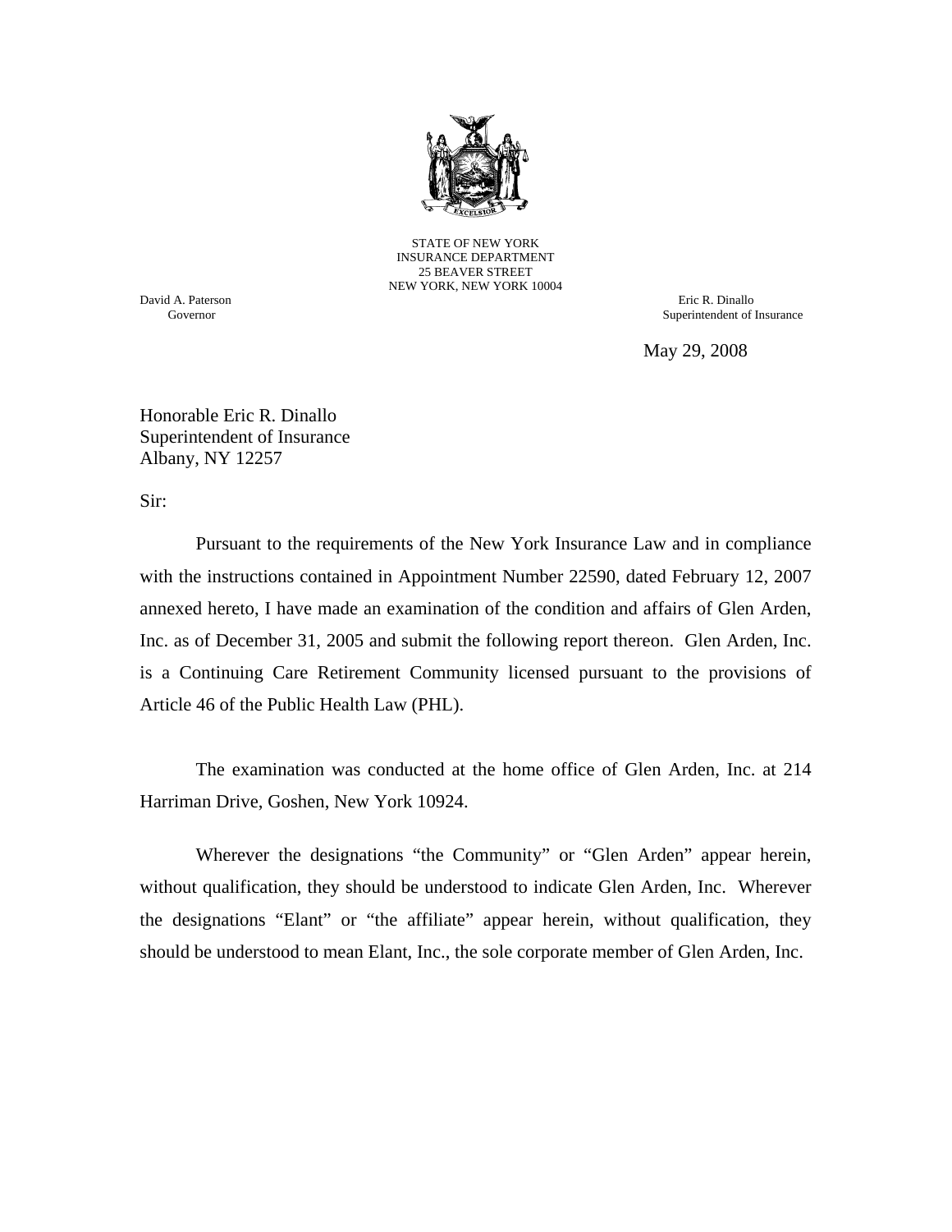STATE OF NEW YORK
INSURANCE DEPARTMENT
25 BEAVER STREET
NEW YORK, NEW YORK 10004

David A. Paterson
Governor

Eric R. Dinallo
Superintendent of Insurance

May 29, 2008

Honorable Eric R. Dinallo
Superintendent of Insurance
Albany, NY 12257

Sir:

Pursuant to the requirements of the New York Insurance Law and in compliance with the instructions contained in Appointment Number 22590, dated February 12, 2007 annexed hereto, I have made an examination of the condition and affairs of Glen Arden, Inc. as of December 31, 2005 and submit the following report thereon. Glen Arden, Inc. is a Continuing Care Retirement Community licensed pursuant to the provisions of Article 46 of the Public Health Law (PHL).

The examination was conducted at the home office of Glen Arden, Inc. at 214 Harriman Drive, Goshen, New York 10924.

Wherever the designations "the Community" or "Glen Arden" appear herein, without qualification, they should be understood to indicate Glen Arden, Inc. Wherever the designations "Elant" or "the affiliate" appear herein, without qualification, they should be understood to mean Elant, Inc., the sole corporate member of Glen Arden, Inc.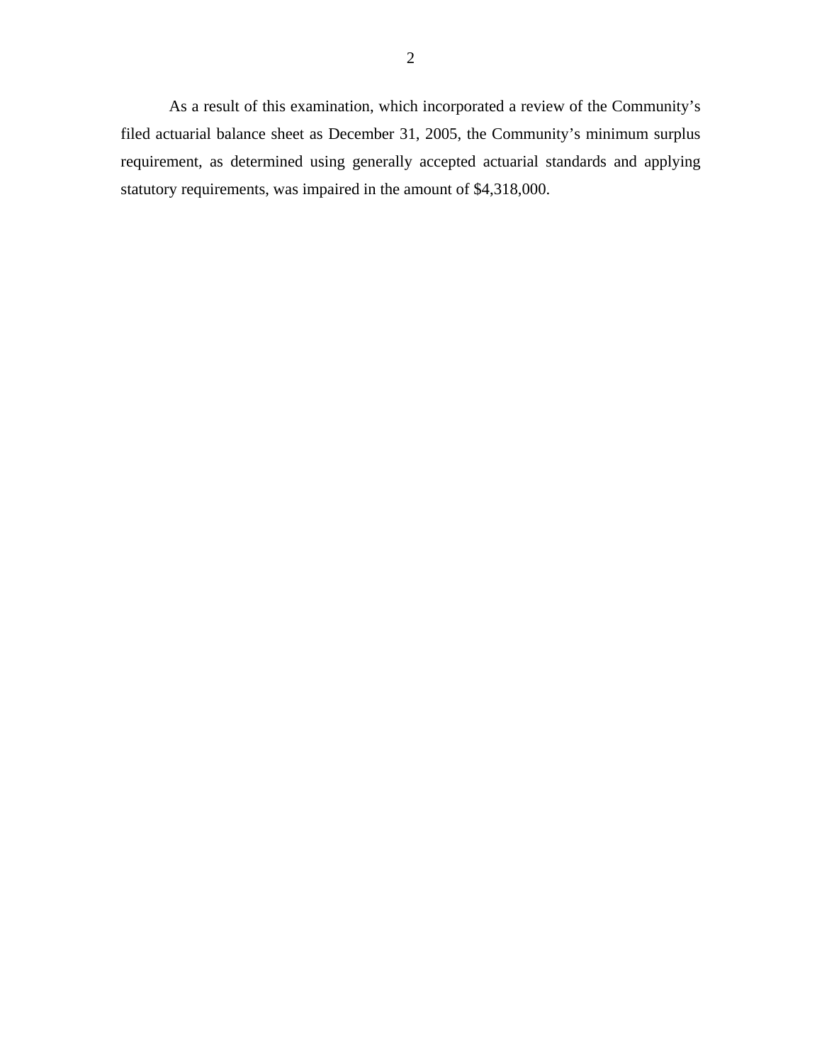As a result of this examination, which incorporated a review of the Community's filed actuarial balance sheet as December 31, 2005, the Community's minimum surplus requirement, as determined using generally accepted actuarial standards and applying statutory requirements, was impaired in the amount of $4,318,000.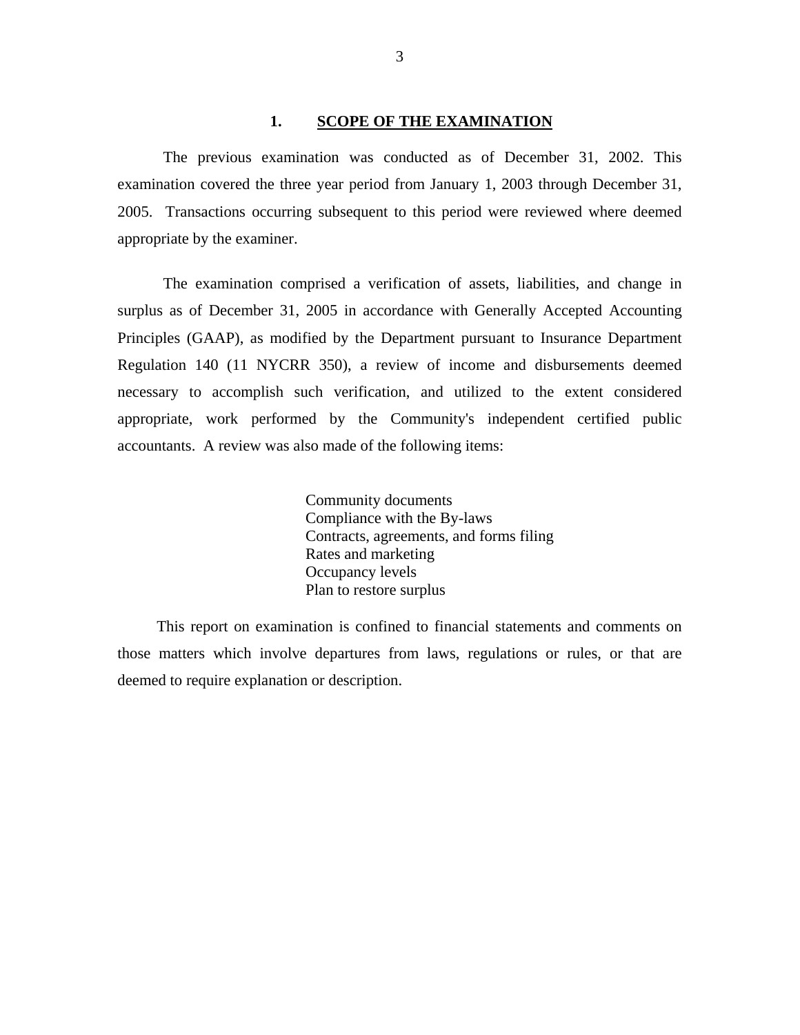## 1. SCOPE OF THE EXAMINATION

The previous examination was conducted as of December 31, 2002. This examination covered the three year period from January 1, 2003 through December 31, 2005. Transactions occurring subsequent to this period were reviewed where deemed appropriate by the examiner.

The examination comprised a verification of assets, liabilities, and change in surplus as of December 31, 2005 in accordance with Generally Accepted Accounting Principles (GAAP), as modified by the Department pursuant to Insurance Department Regulation 140 (11 NYCRR 350), a review of income and disbursements deemed necessary to accomplish such verification, and utilized to the extent considered appropriate, work performed by the Community's independent certified public accountants. A review was also made of the following items:

- Community documents
- Compliance with the By-laws
- Contracts, agreements, and forms filing
- Rates and marketing
- Occupancy levels
- Plan to restore surplus

This report on examination is confined to financial statements and comments on those matters which involve departures from laws, regulations or rules, or that are deemed to require explanation or description.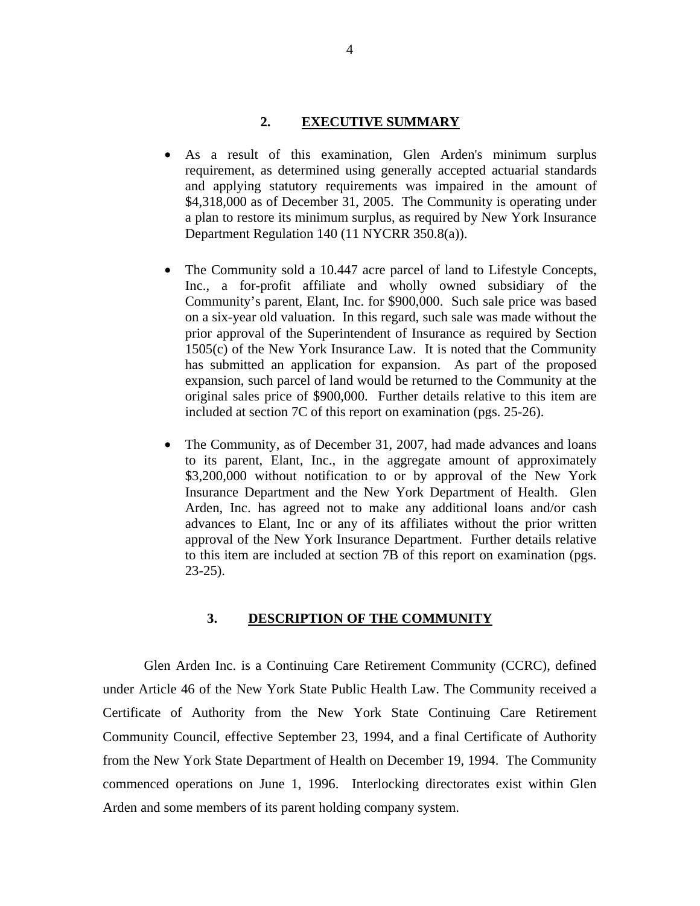## 2. EXECUTIVE SUMMARY

- As a result of this examination, Glen Arden's minimum surplus requirement, as determined using generally accepted actuarial standards and applying statutory requirements was impaired in the amount of $4,318,000 as of December 31, 2005. The Community is operating under a plan to restore its minimum surplus, as required by New York Insurance Department Regulation 140 (11 NYCRR 350.8(a)).

- The Community sold a 10.447 acre parcel of land to Lifestyle Concepts, Inc., a for-profit affiliate and wholly owned subsidiary of the Community's parent, Elant, Inc. for $900,000. Such sale price was based on a six-year old valuation. In this regard, such sale was made without the prior approval of the Superintendent of Insurance as required by Section 1505(c) of the New York Insurance Law. It is noted that the Community has submitted an application for expansion. As part of the proposed expansion, such parcel of land would be returned to the Community at the original sales price of $900,000. Further details relative to this item are included at section 7C of this report on examination (pgs. 25-26).

- The Community, as of December 31, 2007, had made advances and loans to its parent, Elant, Inc., in the aggregate amount of approximately $3,200,000 without notification to or by approval of the New York Insurance Department and the New York Department of Health. Glen Arden, Inc. has agreed not to make any additional loans and/or cash advances to Elant, Inc or any of its affiliates without the prior written approval of the New York Insurance Department. Further details relative to this item are included at section 7B of this report on examination (pgs. 23-25).

## 3. DESCRIPTION OF THE COMMUNITY

Glen Arden Inc. is a Continuing Care Retirement Community (CCRC), defined under Article 46 of the New York State Public Health Law. The Community received a Certificate of Authority from the New York State Continuing Care Retirement Community Council, effective September 23, 1994, and a final Certificate of Authority from the New York State Department of Health on December 19, 1994. The Community commenced operations on June 1, 1996. Interlocking directorates exist within Glen Arden and some members of its parent holding company system.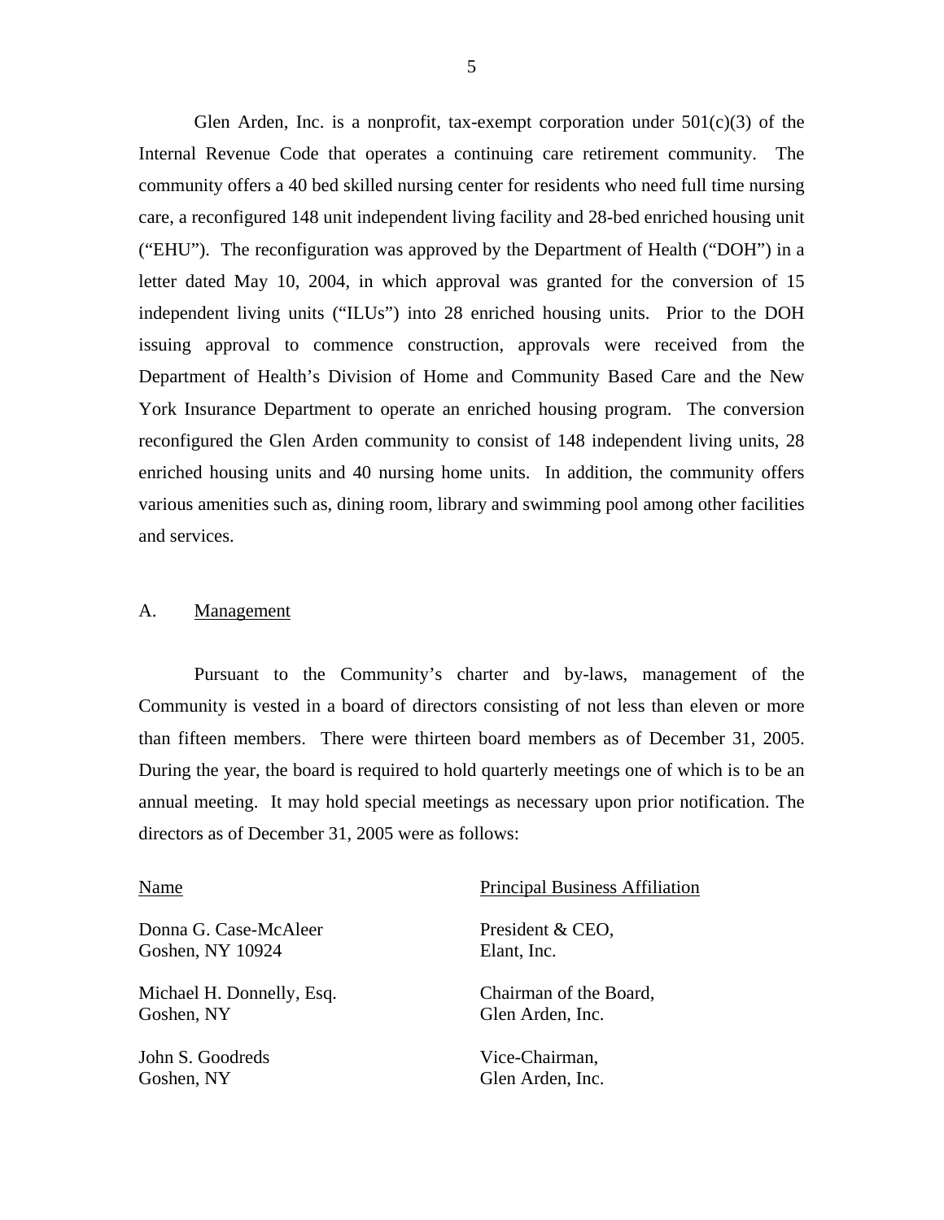Glen Arden, Inc. is a nonprofit, tax-exempt corporation under 501(c)(3) of the Internal Revenue Code that operates a continuing care retirement community. The community offers a 40 bed skilled nursing center for residents who need full time nursing care, a reconfigured 148 unit independent living facility and 28-bed enriched housing unit ("EHU"). The reconfiguration was approved by the Department of Health ("DOH") in a letter dated May 10, 2004, in which approval was granted for the conversion of 15 independent living units ("ILUs") into 28 enriched housing units. Prior to the DOH issuing approval to commence construction, approvals were received from the Department of Health's Division of Home and Community Based Care and the New York Insurance Department to operate an enriched housing program. The conversion reconfigured the Glen Arden community to consist of 148 independent living units, 28 enriched housing units and 40 nursing home units. In addition, the community offers various amenities such as, dining room, library and swimming pool among other facilities and services.

## A. Management

Pursuant to the Community's charter and by-laws, management of the Community is vested in a board of directors consisting of not less than eleven or more than fifteen members. There were thirteen board members as of December 31, 2005. During the year, the board is required to hold quarterly meetings one of which is to be an annual meeting. It may hold special meetings as necessary upon prior notification. The directors as of December 31, 2005 were as follows:

| Name | Principal Business Affiliation |
|---|---|
| Donna G. Case-McAleer<br>Goshen, NY 10924 | President & CEO,<br>Elant, Inc. |
| Michael H. Donnelly, Esq.<br>Goshen, NY | Chairman of the Board,<br>Glen Arden, Inc. |
| John S. Goodreds<br>Goshen, NY | Vice-Chairman,<br>Glen Arden, Inc. |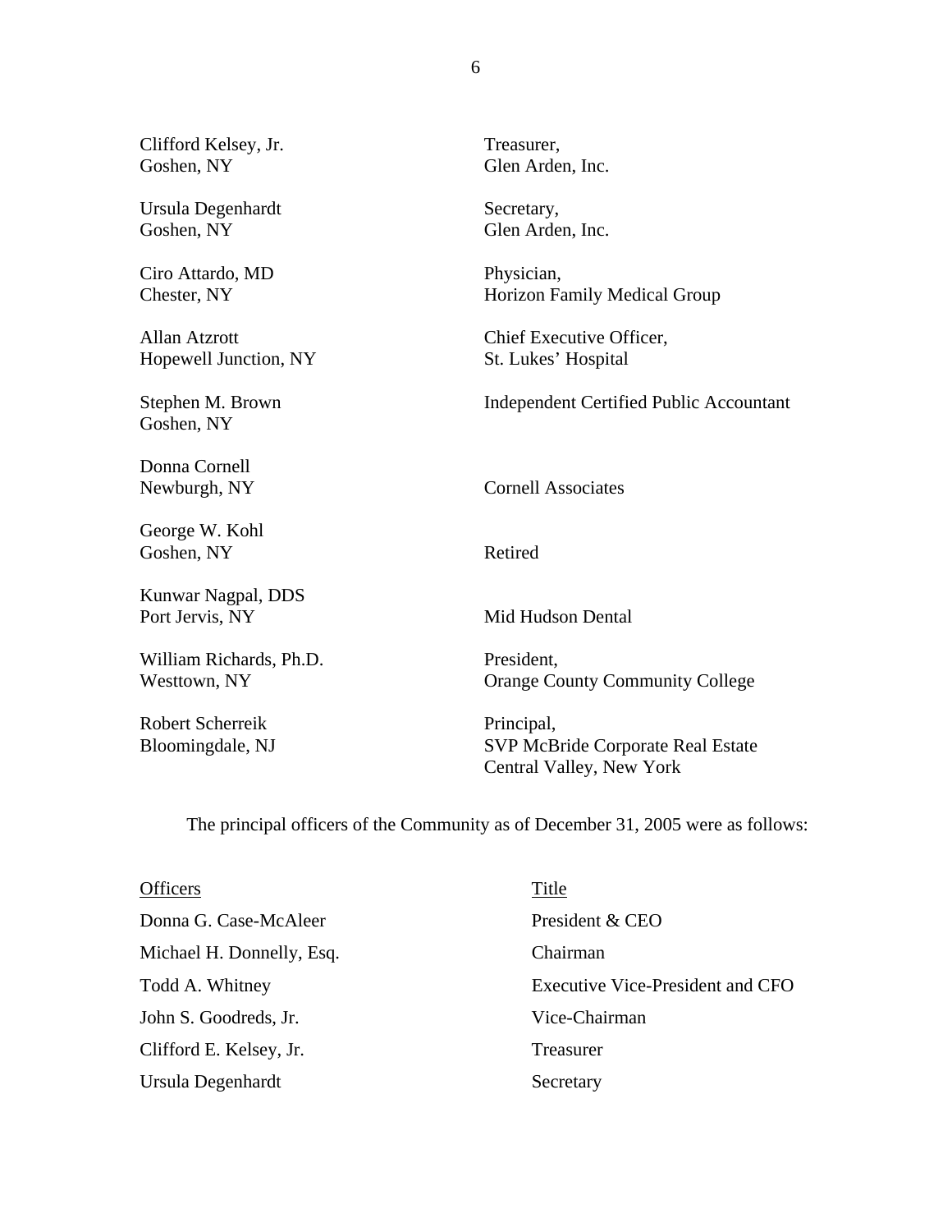| | |
|---|---|
| Clifford Kelsey, Jr.<br>Goshen, NY | Treasurer,<br>Glen Arden, Inc. |
| Ursula Degenhardt<br>Goshen, NY | Secretary,<br>Glen Arden, Inc. |
| Ciro Attardo, MD<br>Chester, NY | Physician,<br>Horizon Family Medical Group |
| Allan Atzrott<br>Hopewell Junction, NY | Chief Executive Officer,<br>St. Lukes' Hospital |
| Stephen M. Brown<br>Goshen, NY | Independent Certified Public Accountant |
| Donna Cornell<br>Newburgh, NY | Cornell Associates |
| George W. Kohl<br>Goshen, NY | Retired |
| Kunwar Nagpal, DDS<br>Port Jervis, NY | Mid Hudson Dental |
| William Richards, Ph.D.<br>Westtown, NY | President,<br>Orange County Community College |
| Robert Scherreik<br>Bloomingdale, NJ | Principal,<br>SVP McBride Corporate Real Estate<br>Central Valley, New York |

The principal officers of the Community as of December 31, 2005 were as follows:

| Officers | Title |
|---|---|
| Donna G. Case-McAleer | President & CEO |
| Michael H. Donnelly, Esq. | Chairman |
| Todd A. Whitney | Executive Vice-President and CFO |
| John S. Goodreds, Jr. | Vice-Chairman |
| Clifford E. Kelsey, Jr. | Treasurer |
| Ursula Degenhardt | Secretary |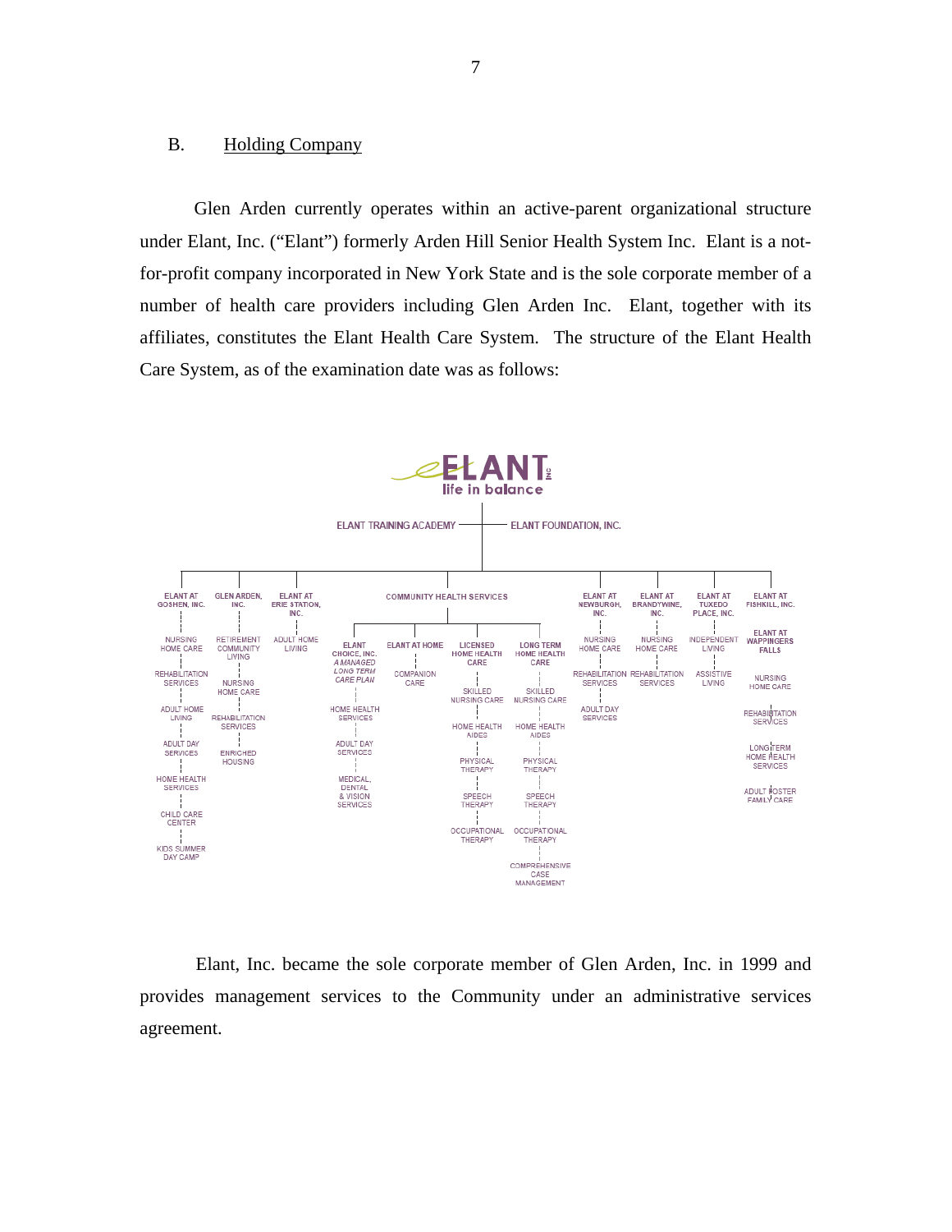## B. Holding Company

Glen Arden currently operates within an active-parent organizational structure under Elant, Inc. ("Elant") formerly Arden Hill Senior Health System Inc. Elant is a not-for-profit company incorporated in New York State and is the sole corporate member of a number of health care providers including Glen Arden Inc. Elant, together with its affiliates, constitutes the Elant Health Care System. The structure of the Elant Health Care System, as of the examination date was as follows:

ELANT INC
life in balance

ELANT TRAINING ACADEMY — ELANT FOUNDATION, INC.

- **ELANT AT GOSHEN, INC.**
  - NURSING HOME CARE
  - REHABILITATION SERVICES
  - ADULT HOME LIVING
  - ADULT DAY SERVICES
  - HOME HEALTH SERVICES
  - CHILD CARE CENTER
  - KIDS SUMMER DAY CAMP
- **GLEN ARDEN, INC.**
  - RETIREMENT COMMUNITY LIVING
  - NURSING HOME CARE
  - REHABILITATION SERVICES
  - ENRICHED HOUSING
- **ELANT AT ERIE STATION, INC.**
  - ADULT HOME LIVING
- **COMMUNITY HEALTH SERVICES**
  - **ELANT CHOICE, INC.** *A MANAGED LONG TERM CARE PLAN*
    - HOME HEALTH SERVICES
    - ADULT DAY SERVICES
    - MEDICAL, DENTAL & VISION SERVICES
  - **ELANT AT HOME**
    - COMPANION CARE
  - **LICENSED HOME HEALTH CARE**
    - SKILLED NURSING CARE
    - HOME HEALTH AIDES
    - PHYSICAL THERAPY
    - SPEECH THERAPY
    - OCCUPATIONAL THERAPY
  - **LONG TERM HOME HEALTH CARE**
    - SKILLED NURSING CARE
    - HOME HEALTH AIDES
    - PHYSICAL THERAPY
    - SPEECH THERAPY
    - OCCUPATIONAL THERAPY
    - COMPREHENSIVE CASE MANAGEMENT
- **ELANT AT NEWBURGH, INC.**
  - NURSING HOME CARE
  - REHABILITATION SERVICES
  - ADULT DAY SERVICES
- **ELANT AT BRANDYWINE, INC.**
  - NURSING HOME CARE
  - REHABILITATION SERVICES
- **ELANT AT TUXEDO PLACE, INC.**
  - INDEPENDENT LIVING
  - ASSISTIVE LIVING
- **ELANT AT FISHKILL, INC.**
  - **ELANT AT WAPPINGERS FALLS**
  - NURSING HOME CARE
  - REHABILITATION SERVICES
  - LONG TERM HOME HEALTH SERVICES
  - ADULT FOSTER FAMILY CARE

Elant, Inc. became the sole corporate member of Glen Arden, Inc. in 1999 and provides management services to the Community under an administrative services agreement.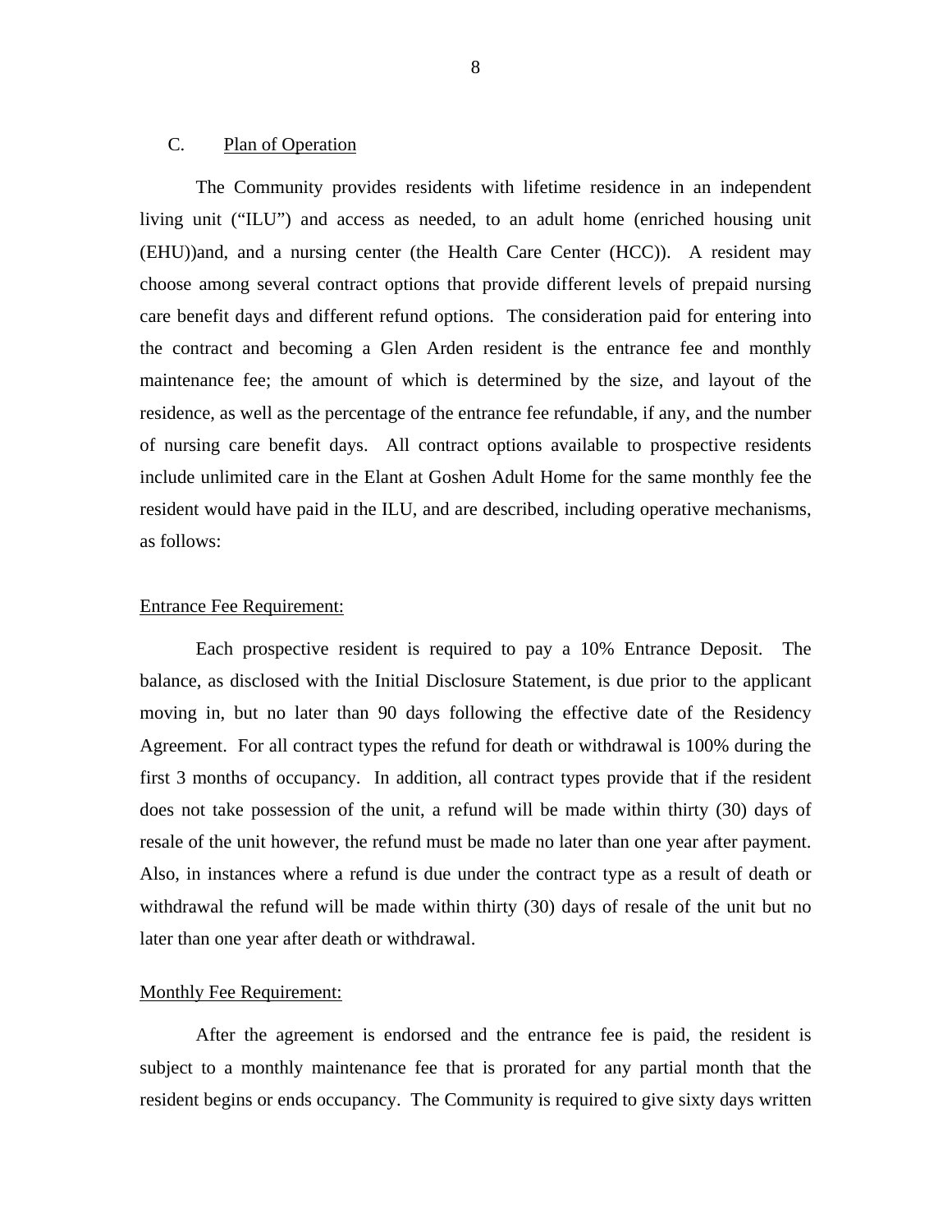## C. Plan of Operation

The Community provides residents with lifetime residence in an independent living unit ("ILU") and access as needed, to an adult home (enriched housing unit (EHU))and, and a nursing center (the Health Care Center (HCC)). A resident may choose among several contract options that provide different levels of prepaid nursing care benefit days and different refund options. The consideration paid for entering into the contract and becoming a Glen Arden resident is the entrance fee and monthly maintenance fee; the amount of which is determined by the size, and layout of the residence, as well as the percentage of the entrance fee refundable, if any, and the number of nursing care benefit days. All contract options available to prospective residents include unlimited care in the Elant at Goshen Adult Home for the same monthly fee the resident would have paid in the ILU, and are described, including operative mechanisms, as follows:

Entrance Fee Requirement:

Each prospective resident is required to pay a 10% Entrance Deposit. The balance, as disclosed with the Initial Disclosure Statement, is due prior to the applicant moving in, but no later than 90 days following the effective date of the Residency Agreement. For all contract types the refund for death or withdrawal is 100% during the first 3 months of occupancy. In addition, all contract types provide that if the resident does not take possession of the unit, a refund will be made within thirty (30) days of resale of the unit however, the refund must be made no later than one year after payment. Also, in instances where a refund is due under the contract type as a result of death or withdrawal the refund will be made within thirty (30) days of resale of the unit but no later than one year after death or withdrawal.

Monthly Fee Requirement:

After the agreement is endorsed and the entrance fee is paid, the resident is subject to a monthly maintenance fee that is prorated for any partial month that the resident begins or ends occupancy. The Community is required to give sixty days written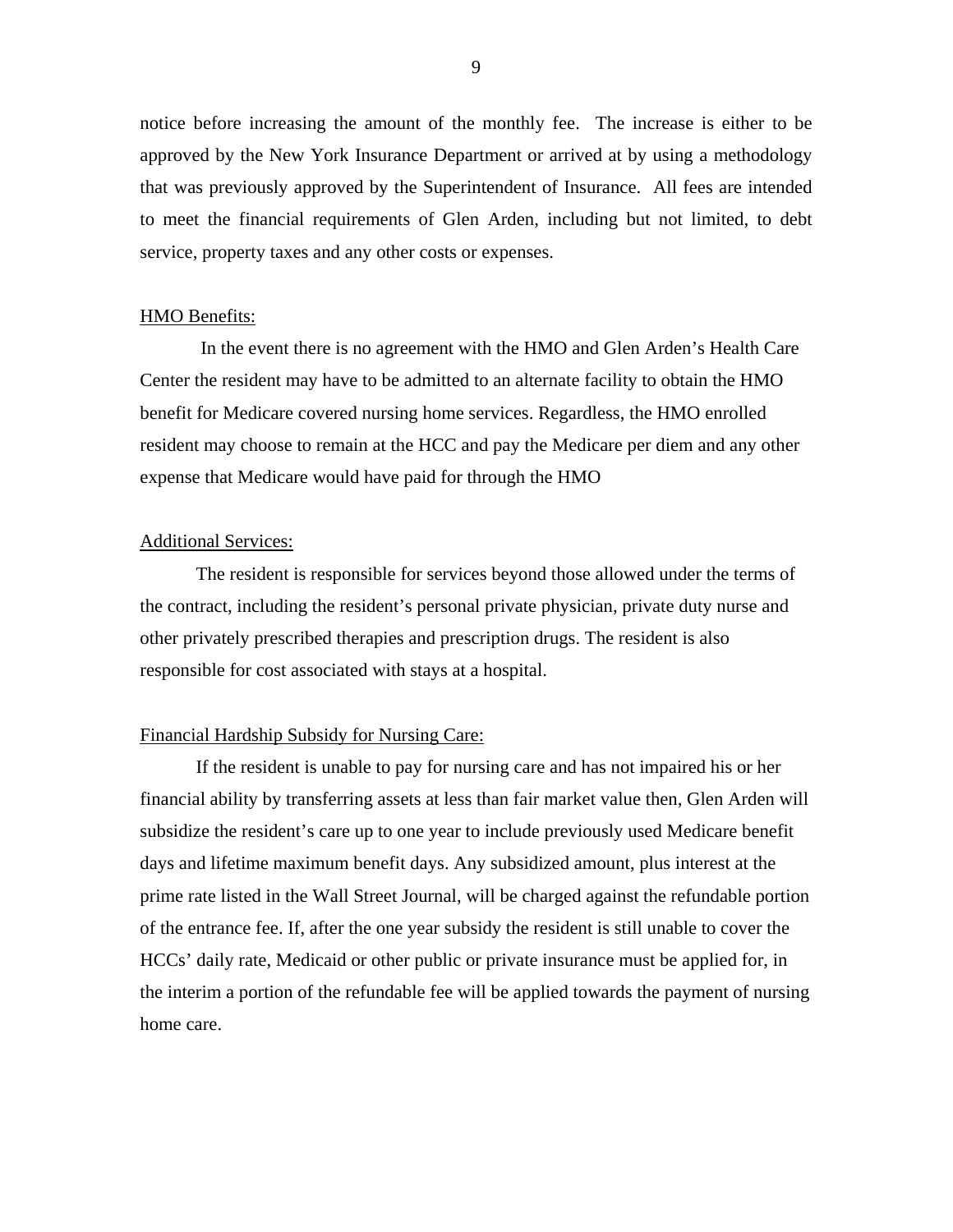notice before increasing the amount of the monthly fee. The increase is either to be approved by the New York Insurance Department or arrived at by using a methodology that was previously approved by the Superintendent of Insurance. All fees are intended to meet the financial requirements of Glen Arden, including but not limited, to debt service, property taxes and any other costs or expenses.

<u>HMO Benefits:</u>

In the event there is no agreement with the HMO and Glen Arden's Health Care Center the resident may have to be admitted to an alternate facility to obtain the HMO benefit for Medicare covered nursing home services. Regardless, the HMO enrolled resident may choose to remain at the HCC and pay the Medicare per diem and any other expense that Medicare would have paid for through the HMO

<u>Additional Services:</u>

The resident is responsible for services beyond those allowed under the terms of the contract, including the resident's personal private physician, private duty nurse and other privately prescribed therapies and prescription drugs. The resident is also responsible for cost associated with stays at a hospital.

<u>Financial Hardship Subsidy for Nursing Care:</u>

If the resident is unable to pay for nursing care and has not impaired his or her financial ability by transferring assets at less than fair market value then, Glen Arden will subsidize the resident's care up to one year to include previously used Medicare benefit days and lifetime maximum benefit days. Any subsidized amount, plus interest at the prime rate listed in the Wall Street Journal, will be charged against the refundable portion of the entrance fee. If, after the one year subsidy the resident is still unable to cover the HCCs' daily rate, Medicaid or other public or private insurance must be applied for, in the interim a portion of the refundable fee will be applied towards the payment of nursing home care.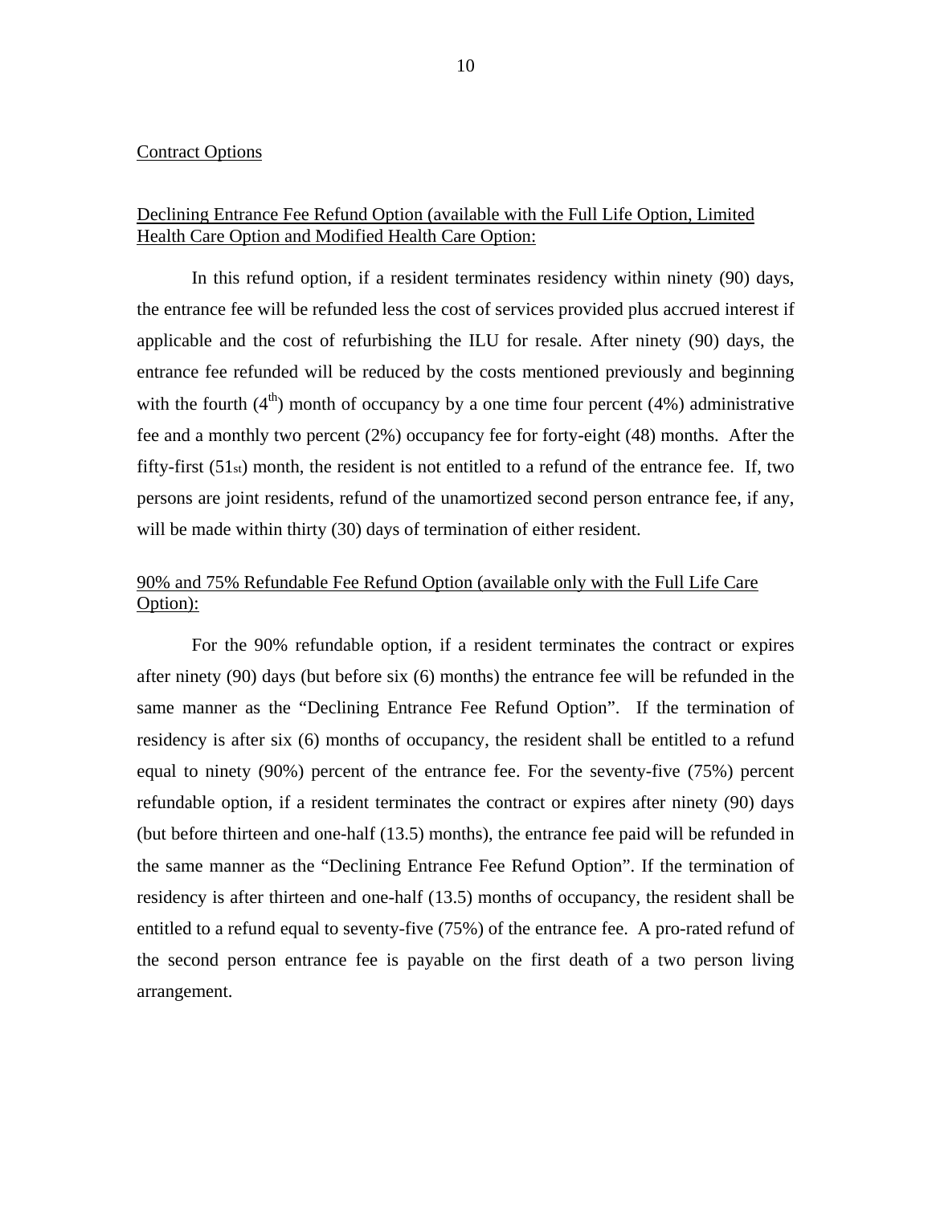Contract Options

Declining Entrance Fee Refund Option (available with the Full Life Option, Limited Health Care Option and Modified Health Care Option:

In this refund option, if a resident terminates residency within ninety (90) days, the entrance fee will be refunded less the cost of services provided plus accrued interest if applicable and the cost of refurbishing the ILU for resale. After ninety (90) days, the entrance fee refunded will be reduced by the costs mentioned previously and beginning with the fourth (4th) month of occupancy by a one time four percent (4%) administrative fee and a monthly two percent (2%) occupancy fee for forty-eight (48) months. After the fifty-first (51st) month, the resident is not entitled to a refund of the entrance fee. If, two persons are joint residents, refund of the unamortized second person entrance fee, if any, will be made within thirty (30) days of termination of either resident.

90% and 75% Refundable Fee Refund Option (available only with the Full Life Care Option):

For the 90% refundable option, if a resident terminates the contract or expires after ninety (90) days (but before six (6) months) the entrance fee will be refunded in the same manner as the "Declining Entrance Fee Refund Option". If the termination of residency is after six (6) months of occupancy, the resident shall be entitled to a refund equal to ninety (90%) percent of the entrance fee. For the seventy-five (75%) percent refundable option, if a resident terminates the contract or expires after ninety (90) days (but before thirteen and one-half (13.5) months), the entrance fee paid will be refunded in the same manner as the "Declining Entrance Fee Refund Option". If the termination of residency is after thirteen and one-half (13.5) months of occupancy, the resident shall be entitled to a refund equal to seventy-five (75%) of the entrance fee. A pro-rated refund of the second person entrance fee is payable on the first death of a two person living arrangement.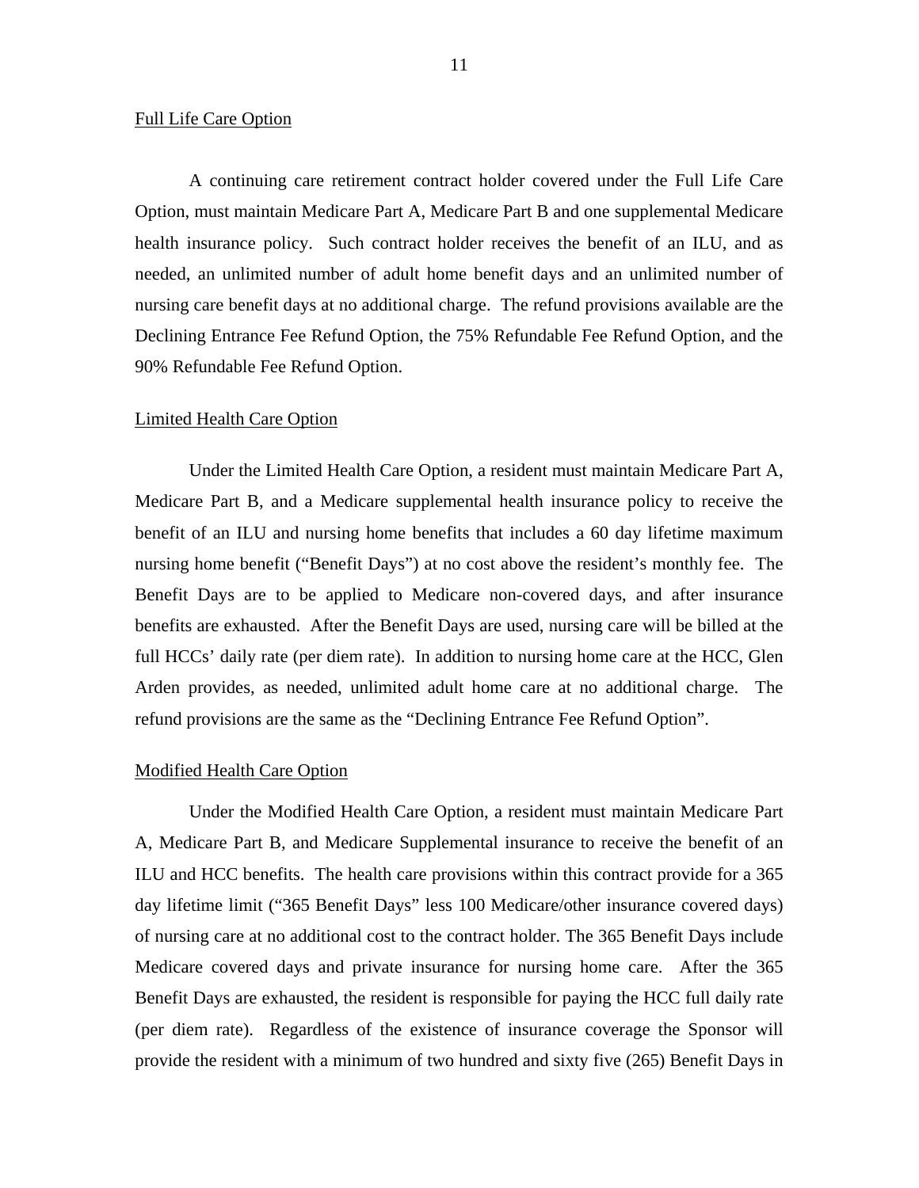Full Life Care Option

A continuing care retirement contract holder covered under the Full Life Care Option, must maintain Medicare Part A, Medicare Part B and one supplemental Medicare health insurance policy. Such contract holder receives the benefit of an ILU, and as needed, an unlimited number of adult home benefit days and an unlimited number of nursing care benefit days at no additional charge. The refund provisions available are the Declining Entrance Fee Refund Option, the 75% Refundable Fee Refund Option, and the 90% Refundable Fee Refund Option.

Limited Health Care Option

Under the Limited Health Care Option, a resident must maintain Medicare Part A, Medicare Part B, and a Medicare supplemental health insurance policy to receive the benefit of an ILU and nursing home benefits that includes a 60 day lifetime maximum nursing home benefit ("Benefit Days") at no cost above the resident's monthly fee. The Benefit Days are to be applied to Medicare non-covered days, and after insurance benefits are exhausted. After the Benefit Days are used, nursing care will be billed at the full HCCs' daily rate (per diem rate). In addition to nursing home care at the HCC, Glen Arden provides, as needed, unlimited adult home care at no additional charge. The refund provisions are the same as the "Declining Entrance Fee Refund Option".

Modified Health Care Option

Under the Modified Health Care Option, a resident must maintain Medicare Part A, Medicare Part B, and Medicare Supplemental insurance to receive the benefit of an ILU and HCC benefits. The health care provisions within this contract provide for a 365 day lifetime limit ("365 Benefit Days" less 100 Medicare/other insurance covered days) of nursing care at no additional cost to the contract holder. The 365 Benefit Days include Medicare covered days and private insurance for nursing home care. After the 365 Benefit Days are exhausted, the resident is responsible for paying the HCC full daily rate (per diem rate). Regardless of the existence of insurance coverage the Sponsor will provide the resident with a minimum of two hundred and sixty five (265) Benefit Days in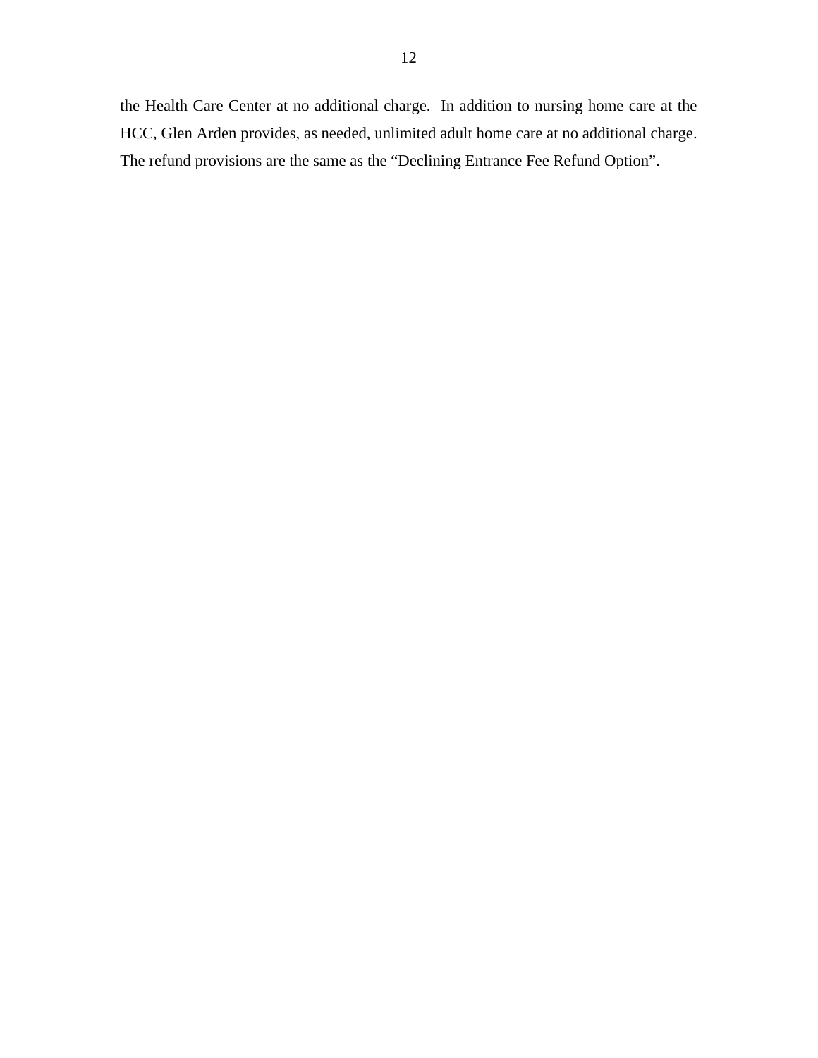the Health Care Center at no additional charge. In addition to nursing home care at the HCC, Glen Arden provides, as needed, unlimited adult home care at no additional charge. The refund provisions are the same as the "Declining Entrance Fee Refund Option".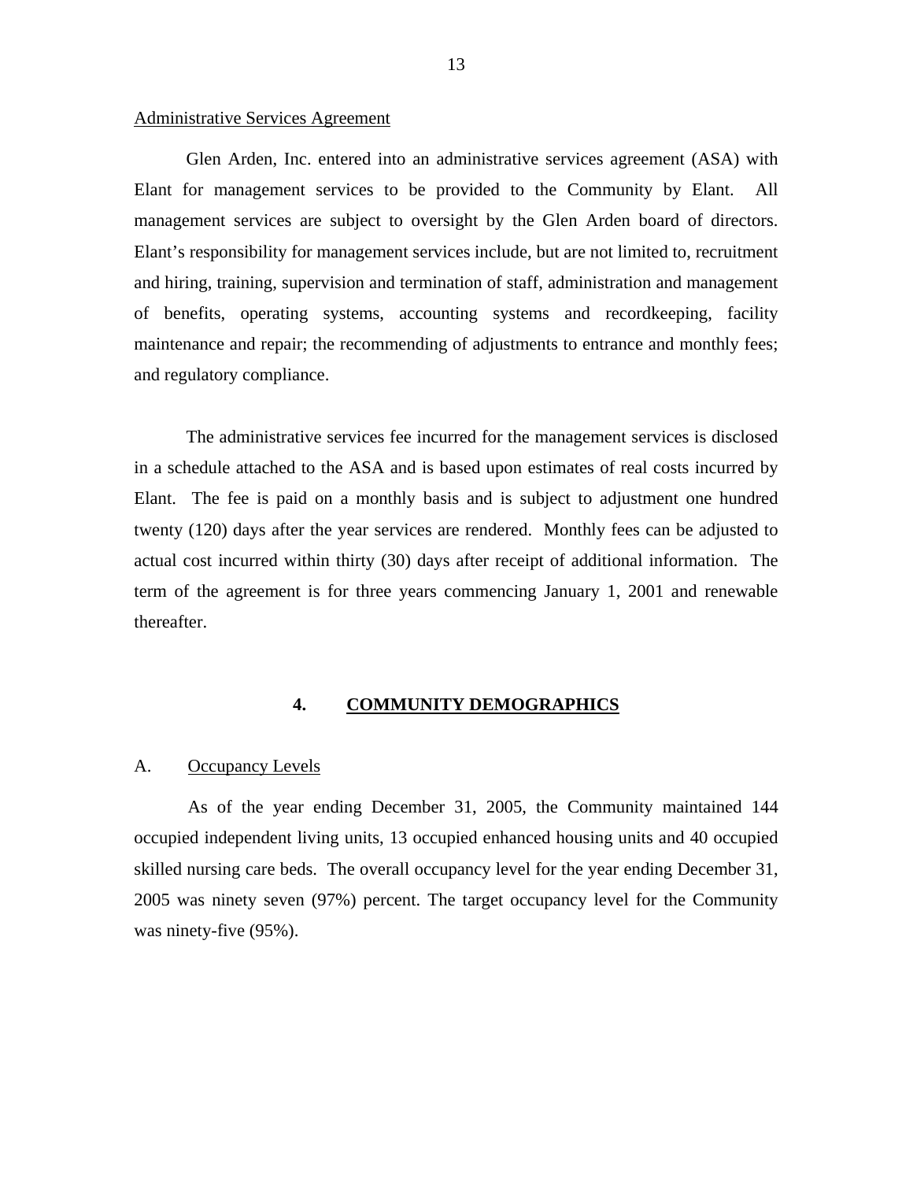Administrative Services Agreement

Glen Arden, Inc. entered into an administrative services agreement (ASA) with Elant for management services to be provided to the Community by Elant. All management services are subject to oversight by the Glen Arden board of directors. Elant's responsibility for management services include, but are not limited to, recruitment and hiring, training, supervision and termination of staff, administration and management of benefits, operating systems, accounting systems and recordkeeping, facility maintenance and repair; the recommending of adjustments to entrance and monthly fees; and regulatory compliance.

The administrative services fee incurred for the management services is disclosed in a schedule attached to the ASA and is based upon estimates of real costs incurred by Elant. The fee is paid on a monthly basis and is subject to adjustment one hundred twenty (120) days after the year services are rendered. Monthly fees can be adjusted to actual cost incurred within thirty (30) days after receipt of additional information. The term of the agreement is for three years commencing January 1, 2001 and renewable thereafter.

## 4. COMMUNITY DEMOGRAPHICS

### A. Occupancy Levels

As of the year ending December 31, 2005, the Community maintained 144 occupied independent living units, 13 occupied enhanced housing units and 40 occupied skilled nursing care beds. The overall occupancy level for the year ending December 31, 2005 was ninety seven (97%) percent. The target occupancy level for the Community was ninety-five (95%).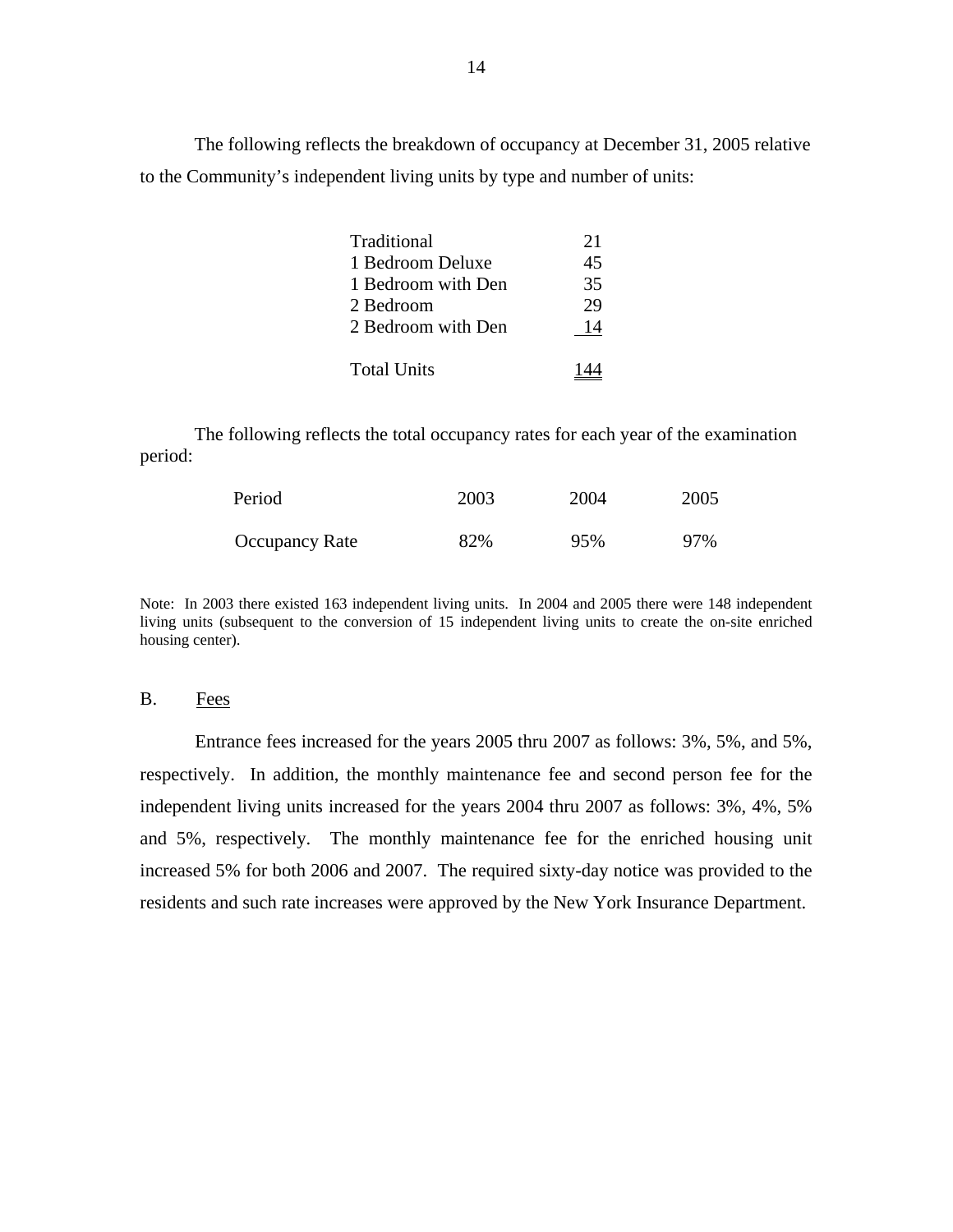The following reflects the breakdown of occupancy at December 31, 2005 relative to the Community's independent living units by type and number of units:

| Type | Units |
|---|---|
| Traditional | 21 |
| 1 Bedroom Deluxe | 45 |
| 1 Bedroom with Den | 35 |
| 2 Bedroom | 29 |
| 2 Bedroom with Den | 14 |
| Total Units | 144 |

The following reflects the total occupancy rates for each year of the examination period:

| Period | 2003 | 2004 | 2005 |
|---|---|---|---|
| Occupancy Rate | 82% | 95% | 97% |

Note: In 2003 there existed 163 independent living units. In 2004 and 2005 there were 148 independent living units (subsequent to the conversion of 15 independent living units to create the on-site enriched housing center).

## B. Fees

Entrance fees increased for the years 2005 thru 2007 as follows: 3%, 5%, and 5%, respectively. In addition, the monthly maintenance fee and second person fee for the independent living units increased for the years 2004 thru 2007 as follows: 3%, 4%, 5% and 5%, respectively. The monthly maintenance fee for the enriched housing unit increased 5% for both 2006 and 2007. The required sixty-day notice was provided to the residents and such rate increases were approved by the New York Insurance Department.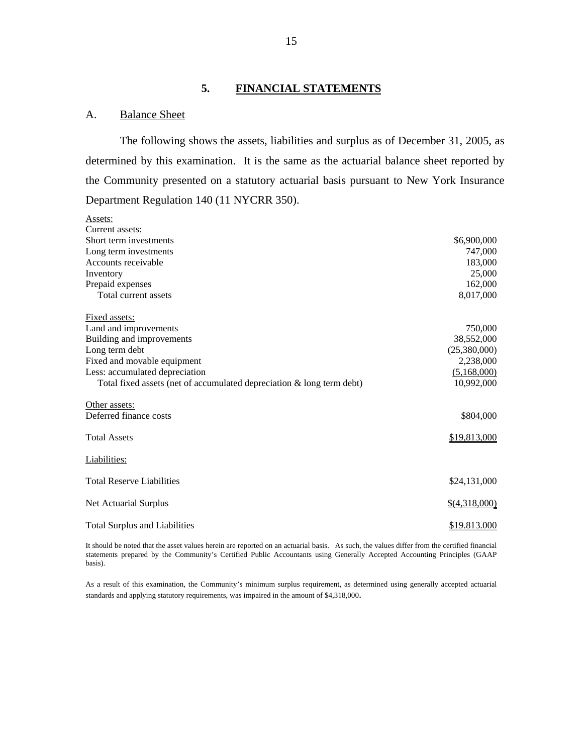## 5. FINANCIAL STATEMENTS

### A. Balance Sheet

The following shows the assets, liabilities and surplus as of December 31, 2005, as determined by this examination. It is the same as the actuarial balance sheet reported by the Community presented on a statutory actuarial basis pursuant to New York Insurance Department Regulation 140 (11 NYCRR 350).

| | |
|---|---|
| Assets: | |
| Current assets: | |
| Short term investments | $6,900,000 |
| Long term investments | 747,000 |
| Accounts receivable | 183,000 |
| Inventory | 25,000 |
| Prepaid expenses | 162,000 |
| Total current assets | 8,017,000 |
| | |
| Fixed assets: | |
| Land and improvements | 750,000 |
| Building and improvements | 38,552,000 |
| Long term debt | (25,380,000) |
| Fixed and movable equipment | 2,238,000 |
| Less: accumulated depreciation | (5,168,000) |
| Total fixed assets (net of accumulated depreciation & long term debt) | 10,992,000 |
| | |
| Other assets: | |
| Deferred finance costs | $804,000 |
| | |
| Total Assets | $19,813,000 |
| | |
| Liabilities: | |
| | |
| Total Reserve Liabilities | $24,131,000 |
| | |
| Net Actuarial Surplus | $(4,318,000) |
| | |
| Total Surplus and Liabilities | $19.813.000 |

It should be noted that the asset values herein are reported on an actuarial basis. As such, the values differ from the certified financial statements prepared by the Community's Certified Public Accountants using Generally Accepted Accounting Principles (GAAP basis).

As a result of this examination, the Community's minimum surplus requirement, as determined using generally accepted actuarial standards and applying statutory requirements, was impaired in the amount of $4,318,000.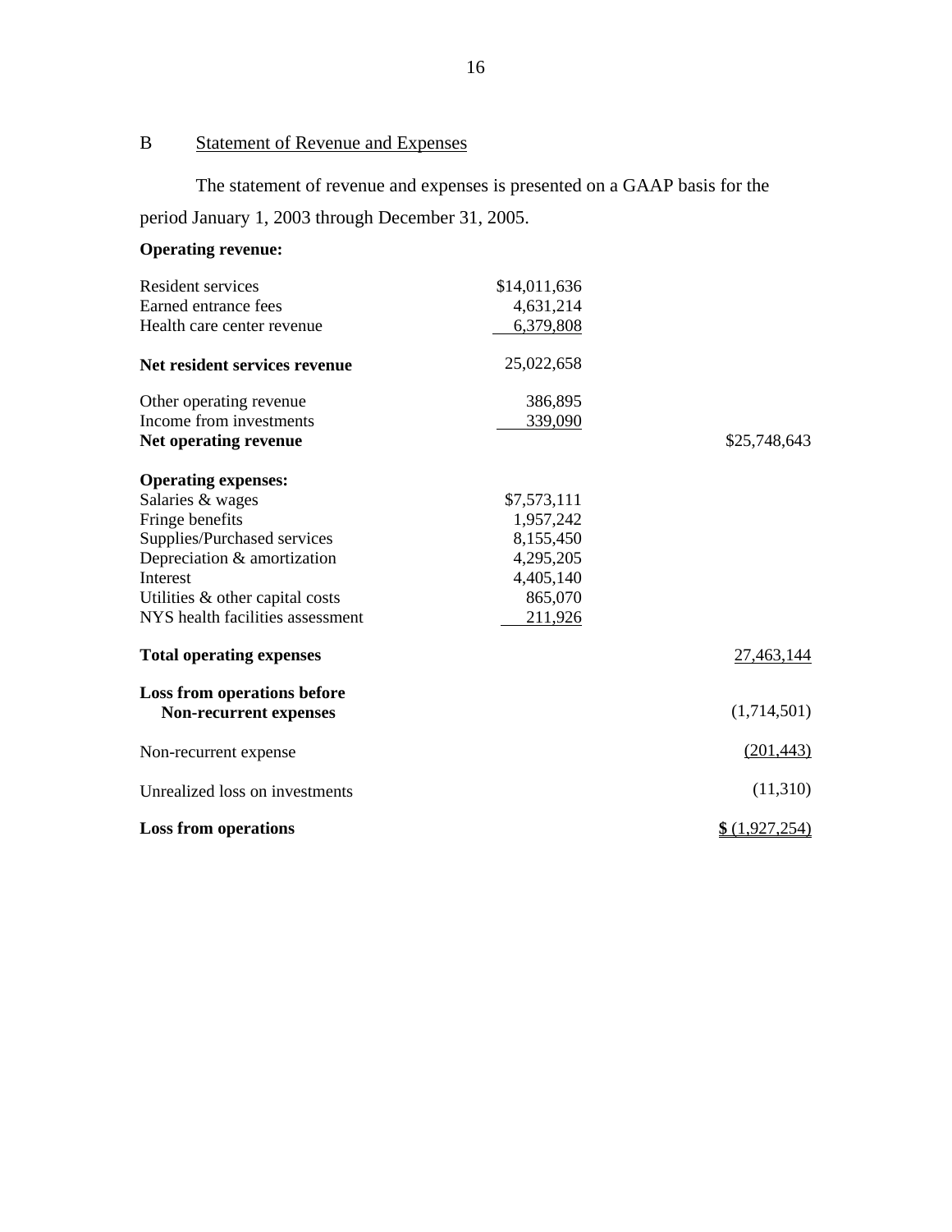## B Statement of Revenue and Expenses

The statement of revenue and expenses is presented on a GAAP basis for the period January 1, 2003 through December 31, 2005.

| | | |
|---|---|---|
| **Operating revenue:** | | |
| Resident services | $14,011,636 | |
| Earned entrance fees | 4,631,214 | |
| Health care center revenue | 6,379,808 | |
| **Net resident services revenue** | 25,022,658 | |
| Other operating revenue | 386,895 | |
| Income from investments | 339,090 | |
| **Net operating revenue** | | $25,748,643 |
| **Operating expenses:** | | |
| Salaries & wages | $7,573,111 | |
| Fringe benefits | 1,957,242 | |
| Supplies/Purchased services | 8,155,450 | |
| Depreciation & amortization | 4,295,205 | |
| Interest | 4,405,140 | |
| Utilities & other capital costs | 865,070 | |
| NYS health facilities assessment | 211,926 | |
| **Total operating expenses** | | 27,463,144 |
| **Loss from operations before Non-recurrent expenses** | | (1,714,501) |
| Non-recurrent expense | | (201,443) |
| Unrealized loss on investments | | (11,310) |
| **Loss from operations** | | **$** (1,927,254) |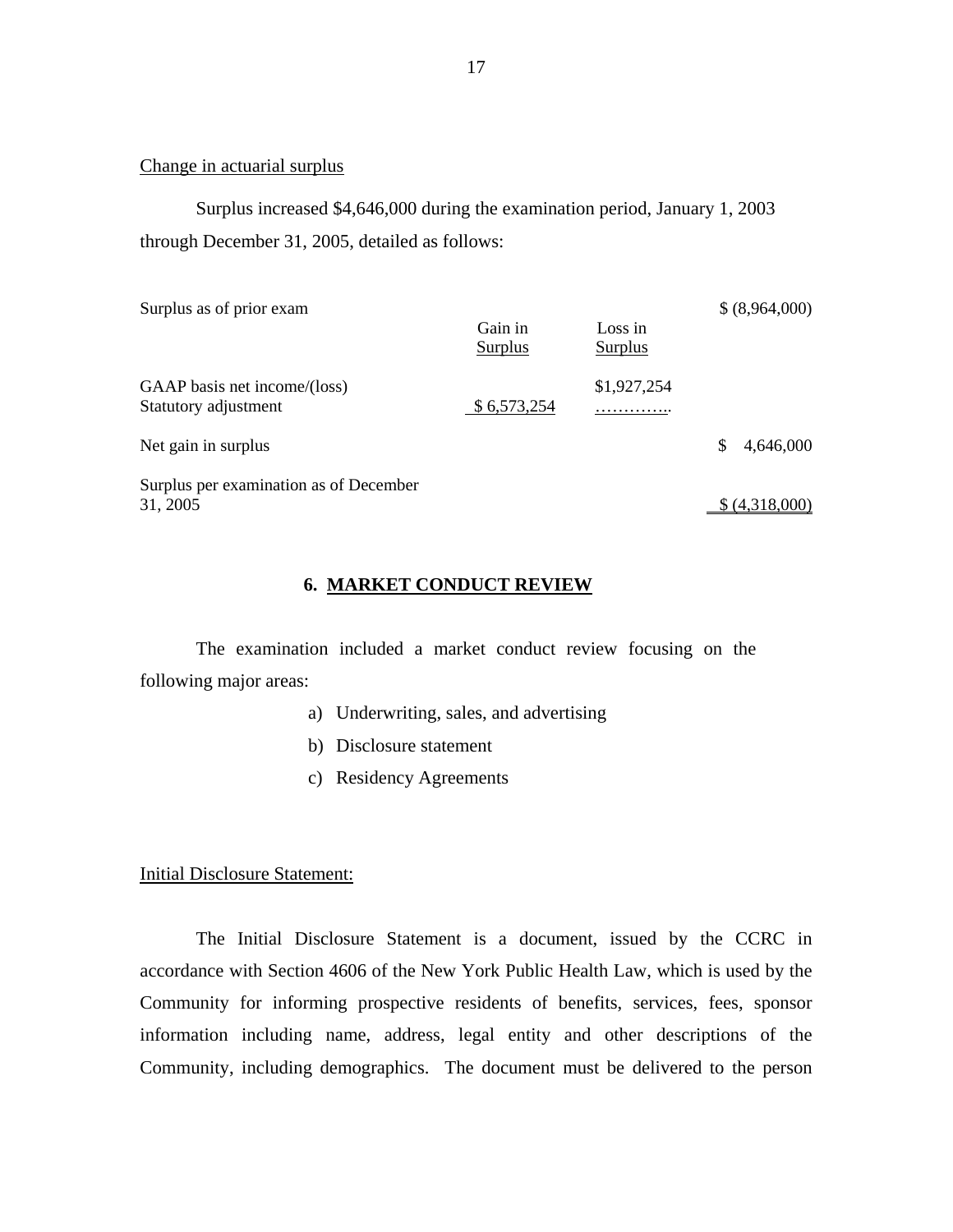Change in actuarial surplus

Surplus increased $4,646,000 during the examination period, January 1, 2003 through December 31, 2005, detailed as follows:

| | Gain in Surplus | Loss in Surplus | |
|---|---|---|---|
| Surplus as of prior exam | | | $ (8,964,000) |
| GAAP basis net income/(loss) | | $1,927,254 | |
| Statutory adjustment | $ 6,573,254 | ………….. | |
| Net gain in surplus | | | $ 4,646,000 |
| Surplus per examination as of December 31, 2005 | | | $ (4,318,000) |

## 6. MARKET CONDUCT REVIEW

The examination included a market conduct review focusing on the following major areas:

a) Underwriting, sales, and advertising

b) Disclosure statement

c) Residency Agreements

Initial Disclosure Statement:

The Initial Disclosure Statement is a document, issued by the CCRC in accordance with Section 4606 of the New York Public Health Law, which is used by the Community for informing prospective residents of benefits, services, fees, sponsor information including name, address, legal entity and other descriptions of the Community, including demographics. The document must be delivered to the person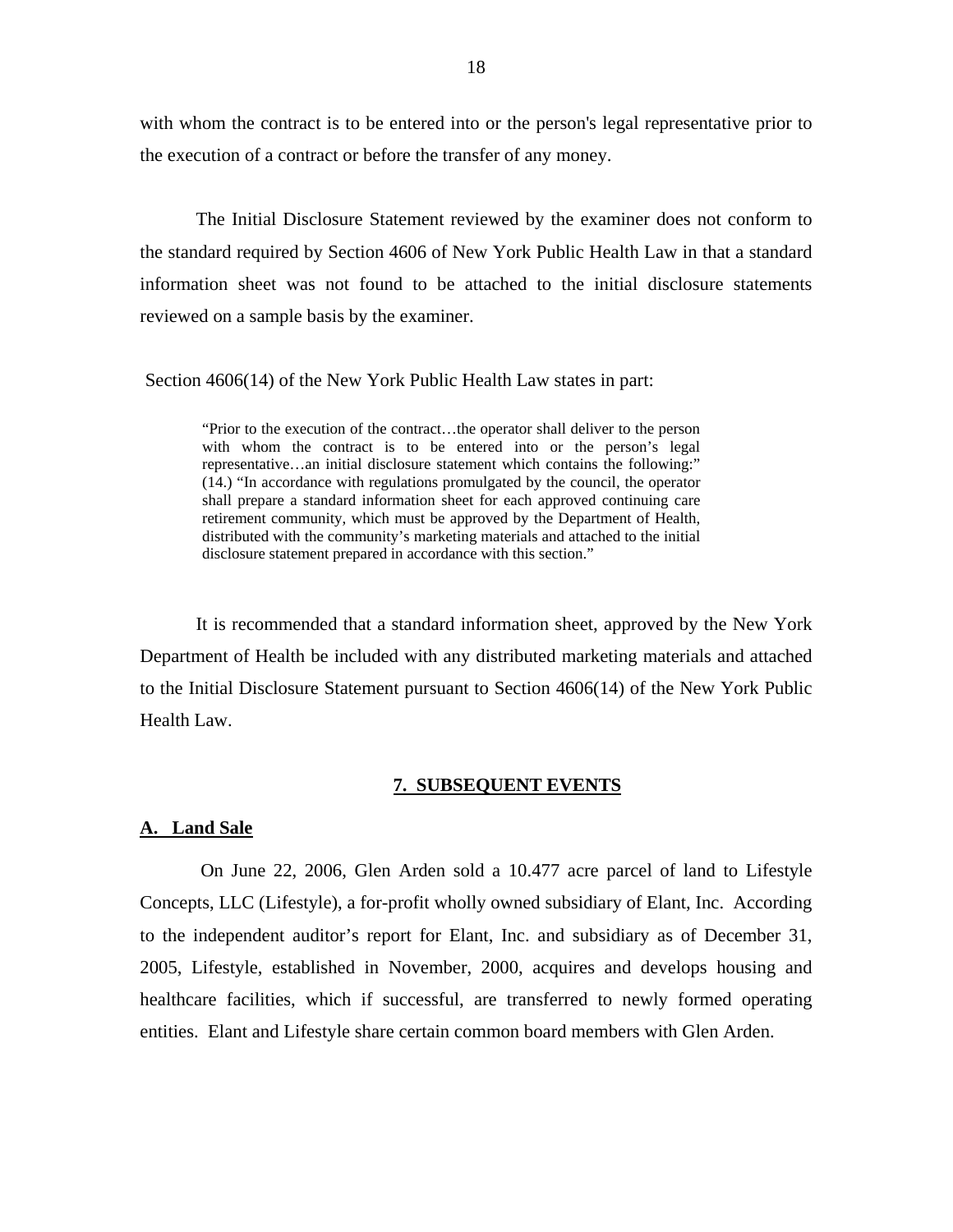with whom the contract is to be entered into or the person's legal representative prior to the execution of a contract or before the transfer of any money.

The Initial Disclosure Statement reviewed by the examiner does not conform to the standard required by Section 4606 of New York Public Health Law in that a standard information sheet was not found to be attached to the initial disclosure statements reviewed on a sample basis by the examiner.

Section 4606(14) of the New York Public Health Law states in part:

> "Prior to the execution of the contract…the operator shall deliver to the person with whom the contract is to be entered into or the person's legal representative…an initial disclosure statement which contains the following:" (14.) "In accordance with regulations promulgated by the council, the operator shall prepare a standard information sheet for each approved continuing care retirement community, which must be approved by the Department of Health, distributed with the community's marketing materials and attached to the initial disclosure statement prepared in accordance with this section."

It is recommended that a standard information sheet, approved by the New York Department of Health be included with any distributed marketing materials and attached to the Initial Disclosure Statement pursuant to Section 4606(14) of the New York Public Health Law.

## 7. SUBSEQUENT EVENTS

### A. Land Sale

On June 22, 2006, Glen Arden sold a 10.477 acre parcel of land to Lifestyle Concepts, LLC (Lifestyle), a for-profit wholly owned subsidiary of Elant, Inc. According to the independent auditor's report for Elant, Inc. and subsidiary as of December 31, 2005, Lifestyle, established in November, 2000, acquires and develops housing and healthcare facilities, which if successful, are transferred to newly formed operating entities. Elant and Lifestyle share certain common board members with Glen Arden.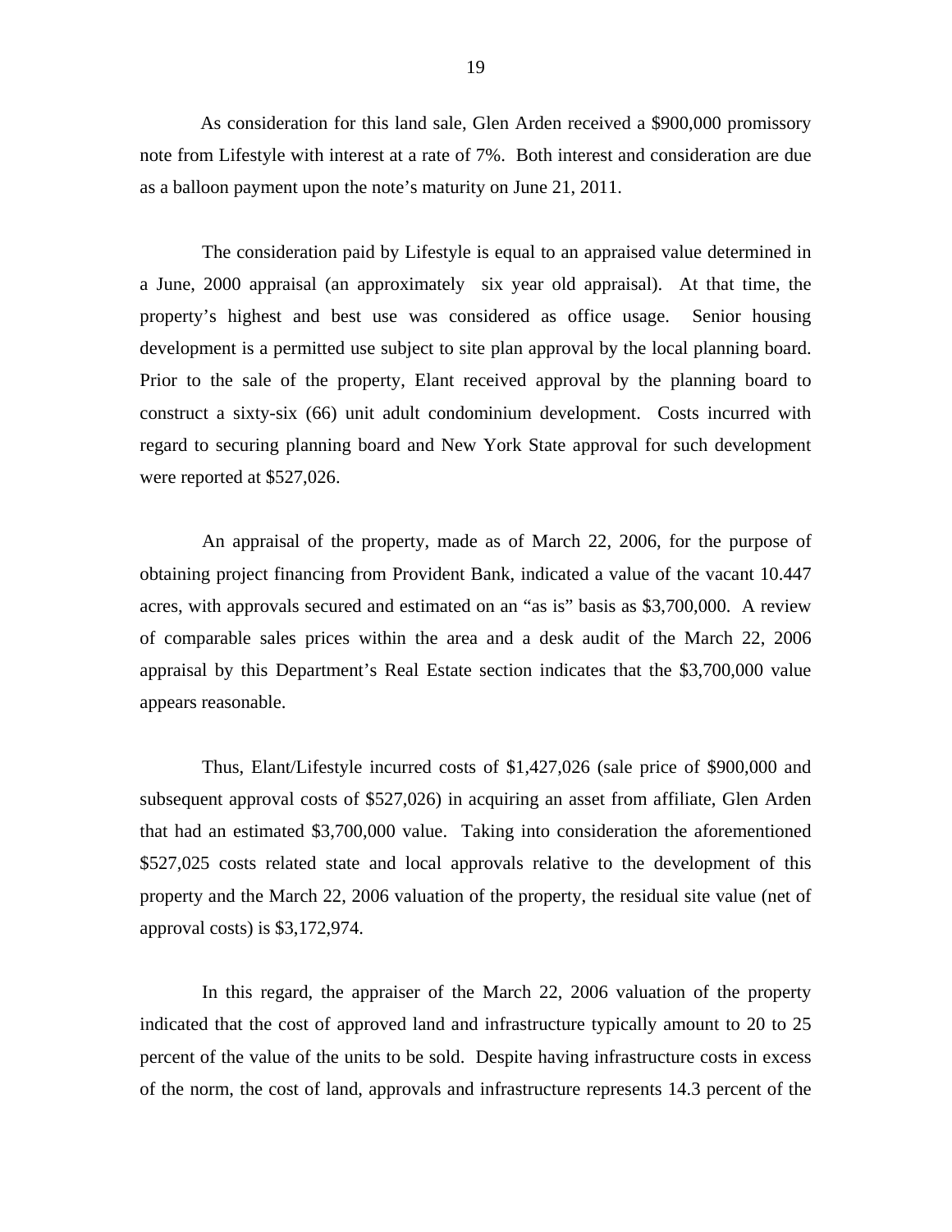As consideration for this land sale, Glen Arden received a $900,000 promissory note from Lifestyle with interest at a rate of 7%. Both interest and consideration are due as a balloon payment upon the note's maturity on June 21, 2011.

The consideration paid by Lifestyle is equal to an appraised value determined in a June, 2000 appraisal (an approximately six year old appraisal). At that time, the property's highest and best use was considered as office usage. Senior housing development is a permitted use subject to site plan approval by the local planning board. Prior to the sale of the property, Elant received approval by the planning board to construct a sixty-six (66) unit adult condominium development. Costs incurred with regard to securing planning board and New York State approval for such development were reported at $527,026.

An appraisal of the property, made as of March 22, 2006, for the purpose of obtaining project financing from Provident Bank, indicated a value of the vacant 10.447 acres, with approvals secured and estimated on an "as is" basis as $3,700,000. A review of comparable sales prices within the area and a desk audit of the March 22, 2006 appraisal by this Department's Real Estate section indicates that the $3,700,000 value appears reasonable.

Thus, Elant/Lifestyle incurred costs of $1,427,026 (sale price of $900,000 and subsequent approval costs of $527,026) in acquiring an asset from affiliate, Glen Arden that had an estimated $3,700,000 value. Taking into consideration the aforementioned $527,025 costs related state and local approvals relative to the development of this property and the March 22, 2006 valuation of the property, the residual site value (net of approval costs) is $3,172,974.

In this regard, the appraiser of the March 22, 2006 valuation of the property indicated that the cost of approved land and infrastructure typically amount to 20 to 25 percent of the value of the units to be sold. Despite having infrastructure costs in excess of the norm, the cost of land, approvals and infrastructure represents 14.3 percent of the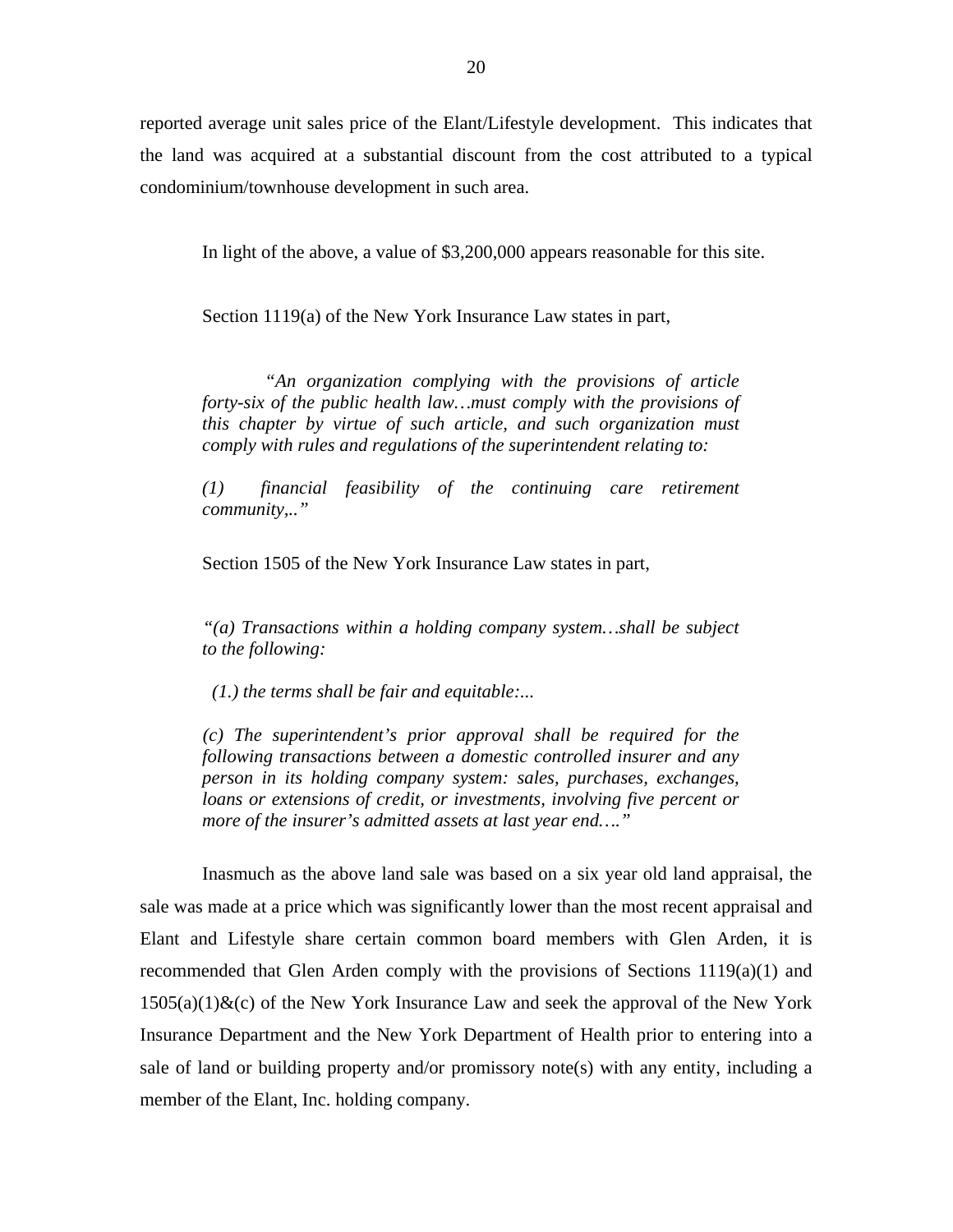reported average unit sales price of the Elant/Lifestyle development. This indicates that the land was acquired at a substantial discount from the cost attributed to a typical condominium/townhouse development in such area.

In light of the above, a value of $3,200,000 appears reasonable for this site.

Section 1119(a) of the New York Insurance Law states in part,

> *"An organization complying with the provisions of article forty-six of the public health law…must comply with the provisions of this chapter by virtue of such article, and such organization must comply with rules and regulations of the superintendent relating to:*
>
> *(1) financial feasibility of the continuing care retirement community,.."*

Section 1505 of the New York Insurance Law states in part,

> *"(a) Transactions within a holding company system…shall be subject to the following:*
>
> *(1.) the terms shall be fair and equitable:...*
>
> *(c) The superintendent's prior approval shall be required for the following transactions between a domestic controlled insurer and any person in its holding company system: sales, purchases, exchanges, loans or extensions of credit, or investments, involving five percent or more of the insurer's admitted assets at last year end…."*

Inasmuch as the above land sale was based on a six year old land appraisal, the sale was made at a price which was significantly lower than the most recent appraisal and Elant and Lifestyle share certain common board members with Glen Arden, it is recommended that Glen Arden comply with the provisions of Sections 1119(a)(1) and 1505(a)(1)&(c) of the New York Insurance Law and seek the approval of the New York Insurance Department and the New York Department of Health prior to entering into a sale of land or building property and/or promissory note(s) with any entity, including a member of the Elant, Inc. holding company.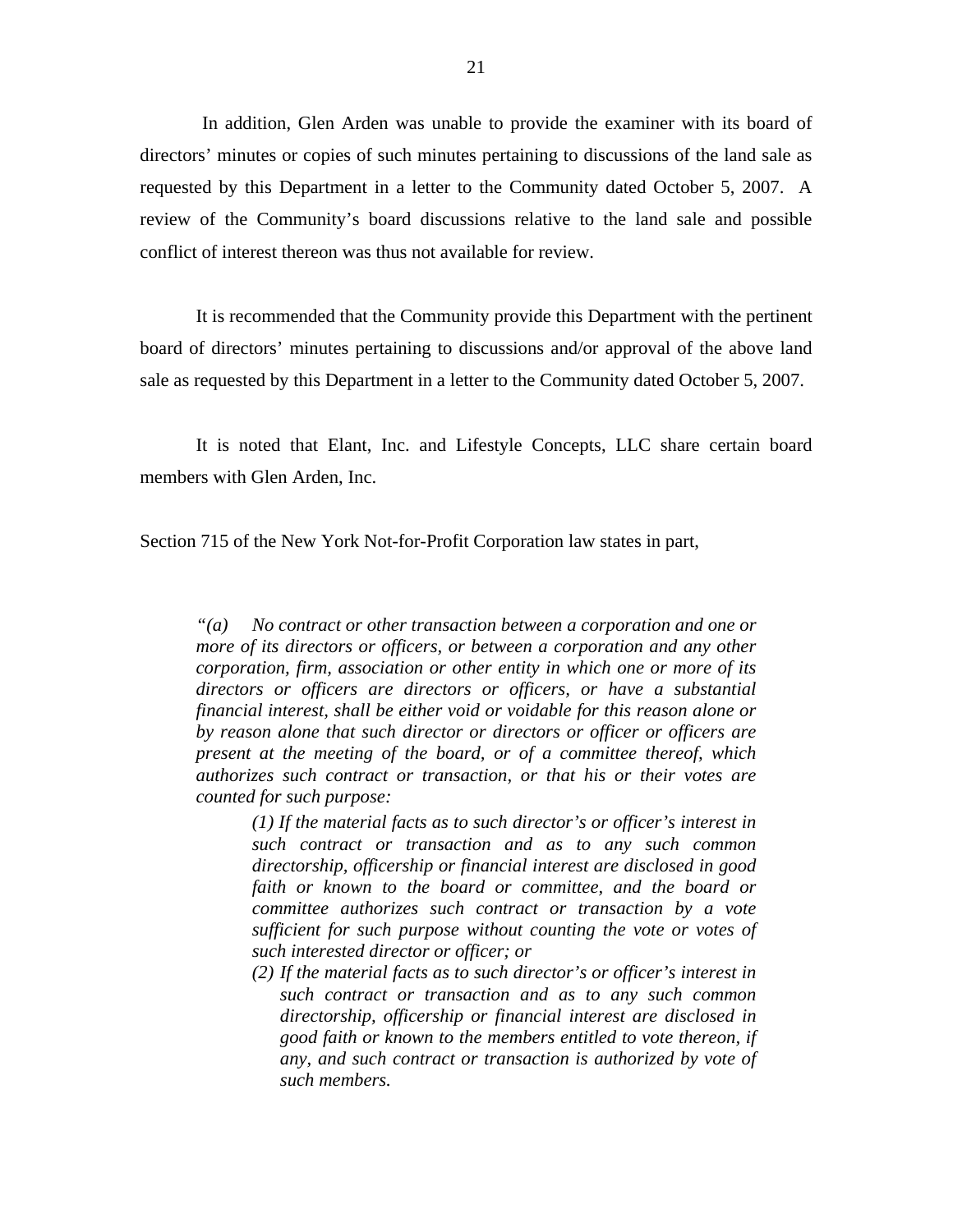In addition, Glen Arden was unable to provide the examiner with its board of directors' minutes or copies of such minutes pertaining to discussions of the land sale as requested by this Department in a letter to the Community dated October 5, 2007. A review of the Community's board discussions relative to the land sale and possible conflict of interest thereon was thus not available for review.

It is recommended that the Community provide this Department with the pertinent board of directors' minutes pertaining to discussions and/or approval of the above land sale as requested by this Department in a letter to the Community dated October 5, 2007.

It is noted that Elant, Inc. and Lifestyle Concepts, LLC share certain board members with Glen Arden, Inc.

Section 715 of the New York Not-for-Profit Corporation law states in part,

> *"(a) No contract or other transaction between a corporation and one or more of its directors or officers, or between a corporation and any other corporation, firm, association or other entity in which one or more of its directors or officers are directors or officers, or have a substantial financial interest, shall be either void or voidable for this reason alone or by reason alone that such director or directors or officer or officers are present at the meeting of the board, or of a committee thereof, which authorizes such contract or transaction, or that his or their votes are counted for such purpose:*
>
> *(1) If the material facts as to such director's or officer's interest in such contract or transaction and as to any such common directorship, officership or financial interest are disclosed in good faith or known to the board or committee, and the board or committee authorizes such contract or transaction by a vote sufficient for such purpose without counting the vote or votes of such interested director or officer; or*
>
> *(2) If the material facts as to such director's or officer's interest in such contract or transaction and as to any such common directorship, officership or financial interest are disclosed in good faith or known to the members entitled to vote thereon, if any, and such contract or transaction is authorized by vote of such members.*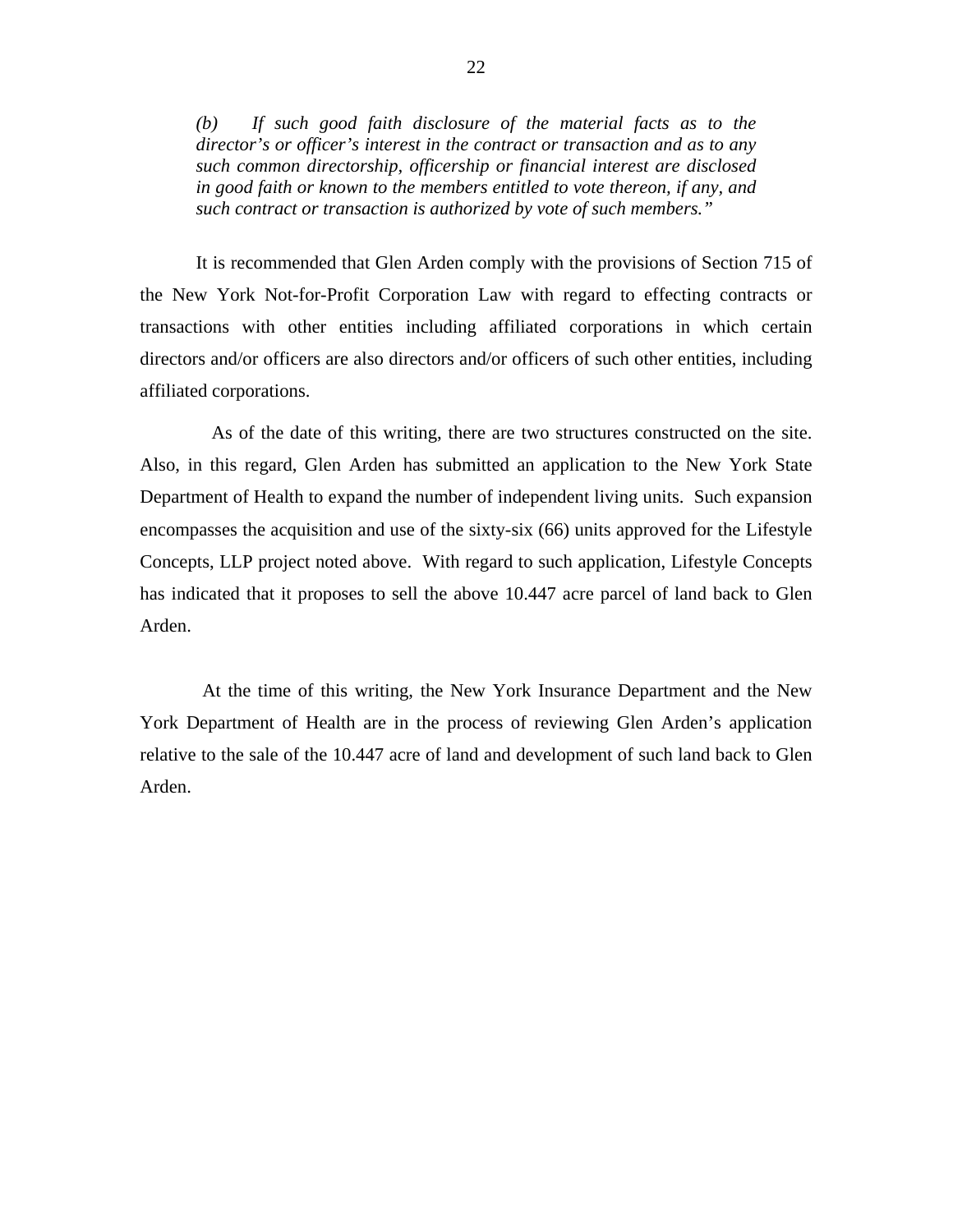*(b) If such good faith disclosure of the material facts as to the director's or officer's interest in the contract or transaction and as to any such common directorship, officership or financial interest are disclosed in good faith or known to the members entitled to vote thereon, if any, and such contract or transaction is authorized by vote of such members."*

It is recommended that Glen Arden comply with the provisions of Section 715 of the New York Not-for-Profit Corporation Law with regard to effecting contracts or transactions with other entities including affiliated corporations in which certain directors and/or officers are also directors and/or officers of such other entities, including affiliated corporations.

As of the date of this writing, there are two structures constructed on the site. Also, in this regard, Glen Arden has submitted an application to the New York State Department of Health to expand the number of independent living units. Such expansion encompasses the acquisition and use of the sixty-six (66) units approved for the Lifestyle Concepts, LLP project noted above. With regard to such application, Lifestyle Concepts has indicated that it proposes to sell the above 10.447 acre parcel of land back to Glen Arden.

At the time of this writing, the New York Insurance Department and the New York Department of Health are in the process of reviewing Glen Arden's application relative to the sale of the 10.447 acre of land and development of such land back to Glen Arden.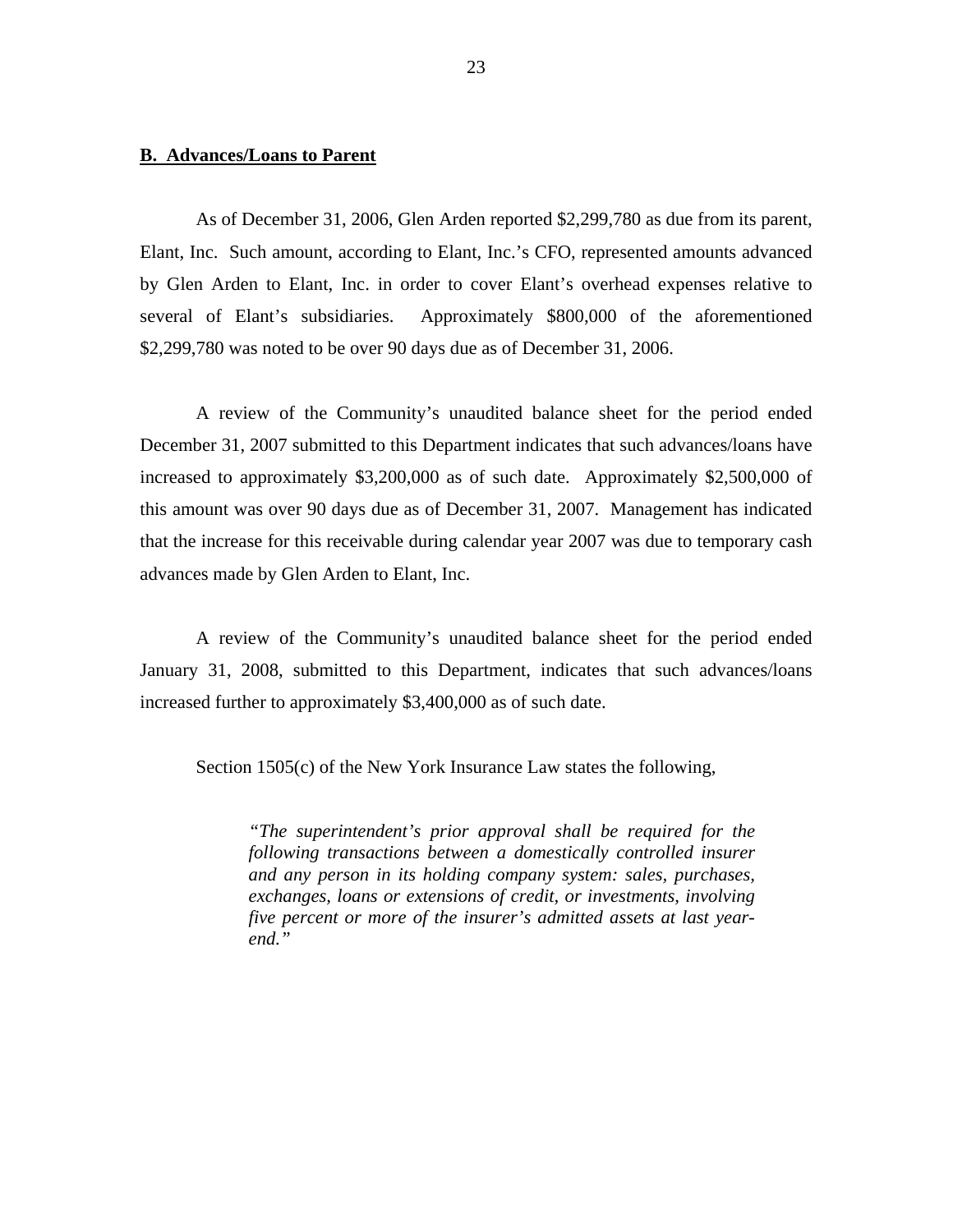## B. Advances/Loans to Parent

As of December 31, 2006, Glen Arden reported $2,299,780 as due from its parent, Elant, Inc. Such amount, according to Elant, Inc.'s CFO, represented amounts advanced by Glen Arden to Elant, Inc. in order to cover Elant's overhead expenses relative to several of Elant's subsidiaries. Approximately $800,000 of the aforementioned $2,299,780 was noted to be over 90 days due as of December 31, 2006.

A review of the Community's unaudited balance sheet for the period ended December 31, 2007 submitted to this Department indicates that such advances/loans have increased to approximately $3,200,000 as of such date. Approximately $2,500,000 of this amount was over 90 days due as of December 31, 2007. Management has indicated that the increase for this receivable during calendar year 2007 was due to temporary cash advances made by Glen Arden to Elant, Inc.

A review of the Community's unaudited balance sheet for the period ended January 31, 2008, submitted to this Department, indicates that such advances/loans increased further to approximately $3,400,000 as of such date.

Section 1505(c) of the New York Insurance Law states the following,

> *"The superintendent's prior approval shall be required for the following transactions between a domestically controlled insurer and any person in its holding company system: sales, purchases, exchanges, loans or extensions of credit, or investments, involving five percent or more of the insurer's admitted assets at last year-end."*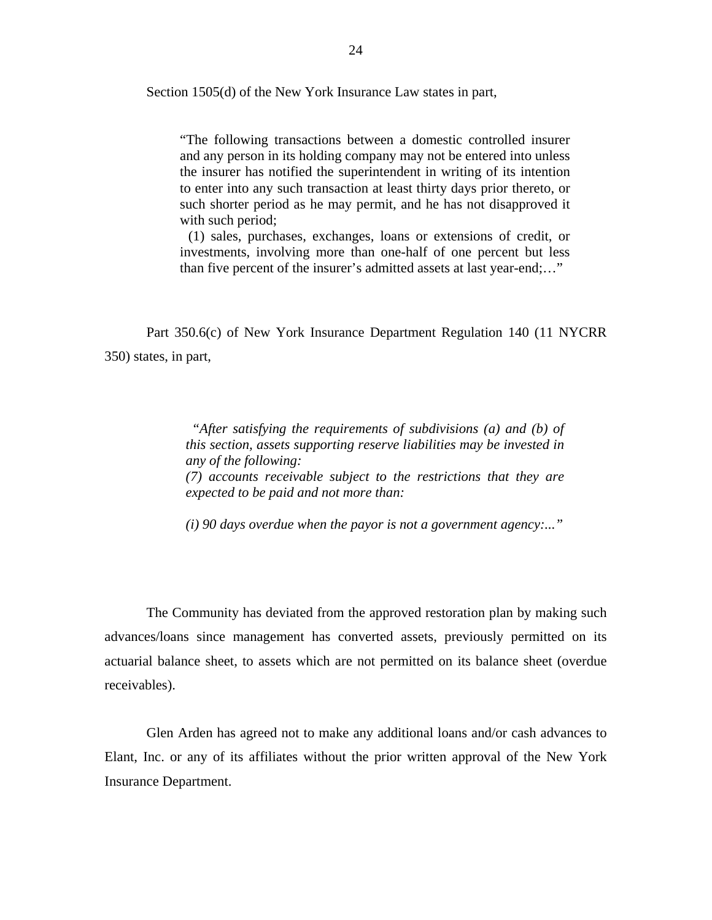Section 1505(d) of the New York Insurance Law states in part,

> "The following transactions between a domestic controlled insurer and any person in its holding company may not be entered into unless the insurer has notified the superintendent in writing of its intention to enter into any such transaction at least thirty days prior thereto, or such shorter period as he may permit, and he has not disapproved it with such period;
>
> (1) sales, purchases, exchanges, loans or extensions of credit, or investments, involving more than one-half of one percent but less than five percent of the insurer's admitted assets at last year-end;…"

Part 350.6(c) of New York Insurance Department Regulation 140 (11 NYCRR 350) states, in part,

> *"After satisfying the requirements of subdivisions (a) and (b) of this section, assets supporting reserve liabilities may be invested in any of the following:*
>
> *(7) accounts receivable subject to the restrictions that they are expected to be paid and not more than:*
>
> *(i) 90 days overdue when the payor is not a government agency:..."*

The Community has deviated from the approved restoration plan by making such advances/loans since management has converted assets, previously permitted on its actuarial balance sheet, to assets which are not permitted on its balance sheet (overdue receivables).

Glen Arden has agreed not to make any additional loans and/or cash advances to Elant, Inc. or any of its affiliates without the prior written approval of the New York Insurance Department.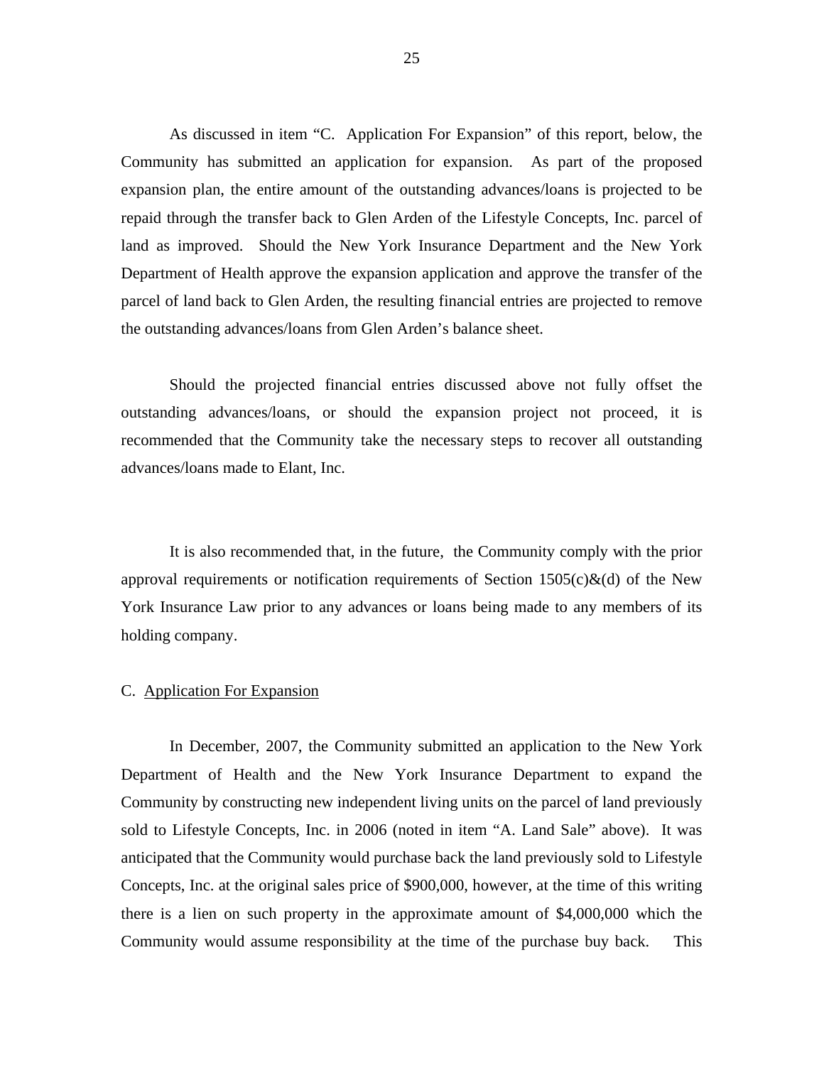As discussed in item "C. Application For Expansion" of this report, below, the Community has submitted an application for expansion. As part of the proposed expansion plan, the entire amount of the outstanding advances/loans is projected to be repaid through the transfer back to Glen Arden of the Lifestyle Concepts, Inc. parcel of land as improved. Should the New York Insurance Department and the New York Department of Health approve the expansion application and approve the transfer of the parcel of land back to Glen Arden, the resulting financial entries are projected to remove the outstanding advances/loans from Glen Arden's balance sheet.

Should the projected financial entries discussed above not fully offset the outstanding advances/loans, or should the expansion project not proceed, it is recommended that the Community take the necessary steps to recover all outstanding advances/loans made to Elant, Inc.

It is also recommended that, in the future, the Community comply with the prior approval requirements or notification requirements of Section 1505(c)&(d) of the New York Insurance Law prior to any advances or loans being made to any members of its holding company.

C. Application For Expansion

In December, 2007, the Community submitted an application to the New York Department of Health and the New York Insurance Department to expand the Community by constructing new independent living units on the parcel of land previously sold to Lifestyle Concepts, Inc. in 2006 (noted in item "A. Land Sale" above). It was anticipated that the Community would purchase back the land previously sold to Lifestyle Concepts, Inc. at the original sales price of $900,000, however, at the time of this writing there is a lien on such property in the approximate amount of $4,000,000 which the Community would assume responsibility at the time of the purchase buy back. This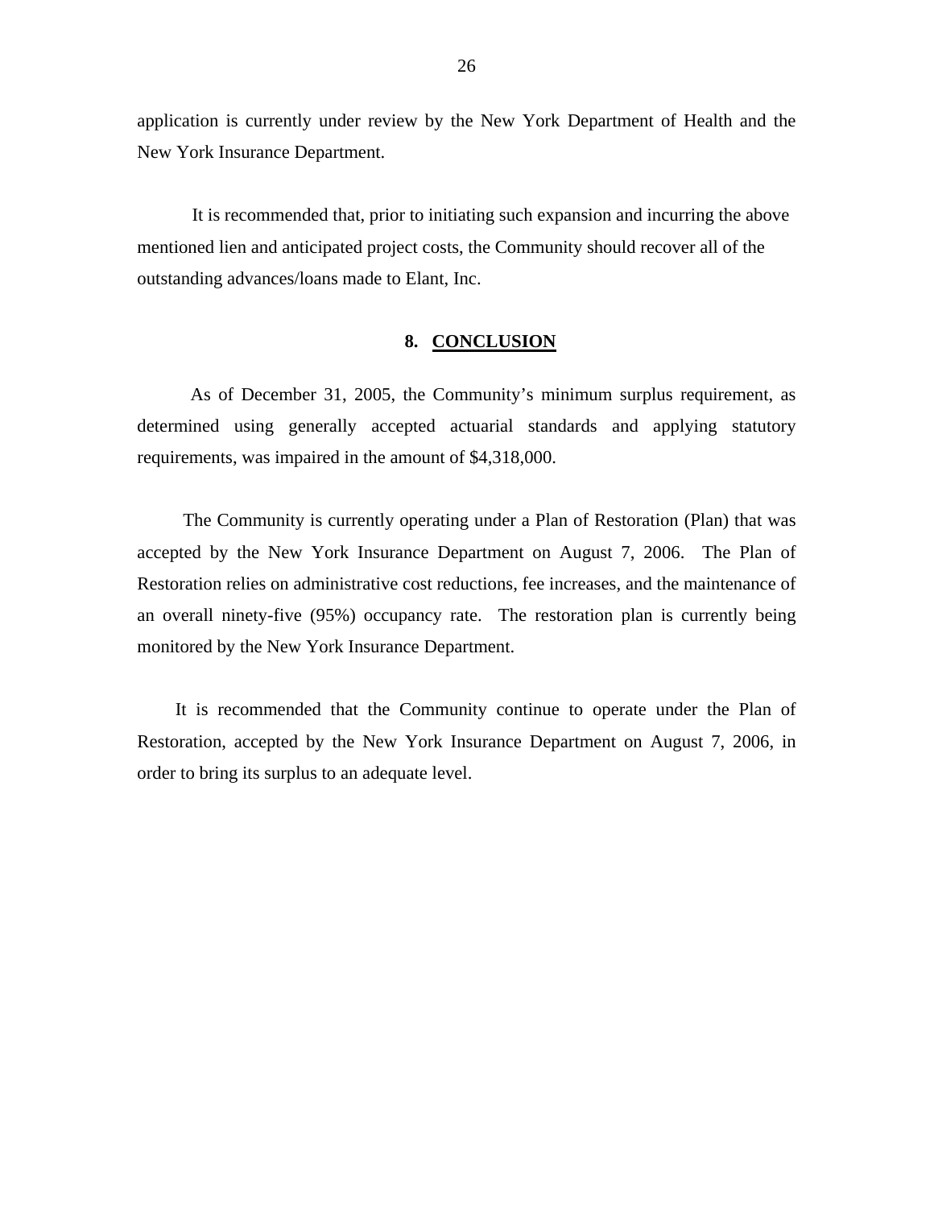application is currently under review by the New York Department of Health and the New York Insurance Department.

It is recommended that, prior to initiating such expansion and incurring the above mentioned lien and anticipated project costs, the Community should recover all of the outstanding advances/loans made to Elant, Inc.

## 8. CONCLUSION

As of December 31, 2005, the Community's minimum surplus requirement, as determined using generally accepted actuarial standards and applying statutory requirements, was impaired in the amount of $4,318,000.

The Community is currently operating under a Plan of Restoration (Plan) that was accepted by the New York Insurance Department on August 7, 2006. The Plan of Restoration relies on administrative cost reductions, fee increases, and the maintenance of an overall ninety-five (95%) occupancy rate. The restoration plan is currently being monitored by the New York Insurance Department.

It is recommended that the Community continue to operate under the Plan of Restoration, accepted by the New York Insurance Department on August 7, 2006, in order to bring its surplus to an adequate level.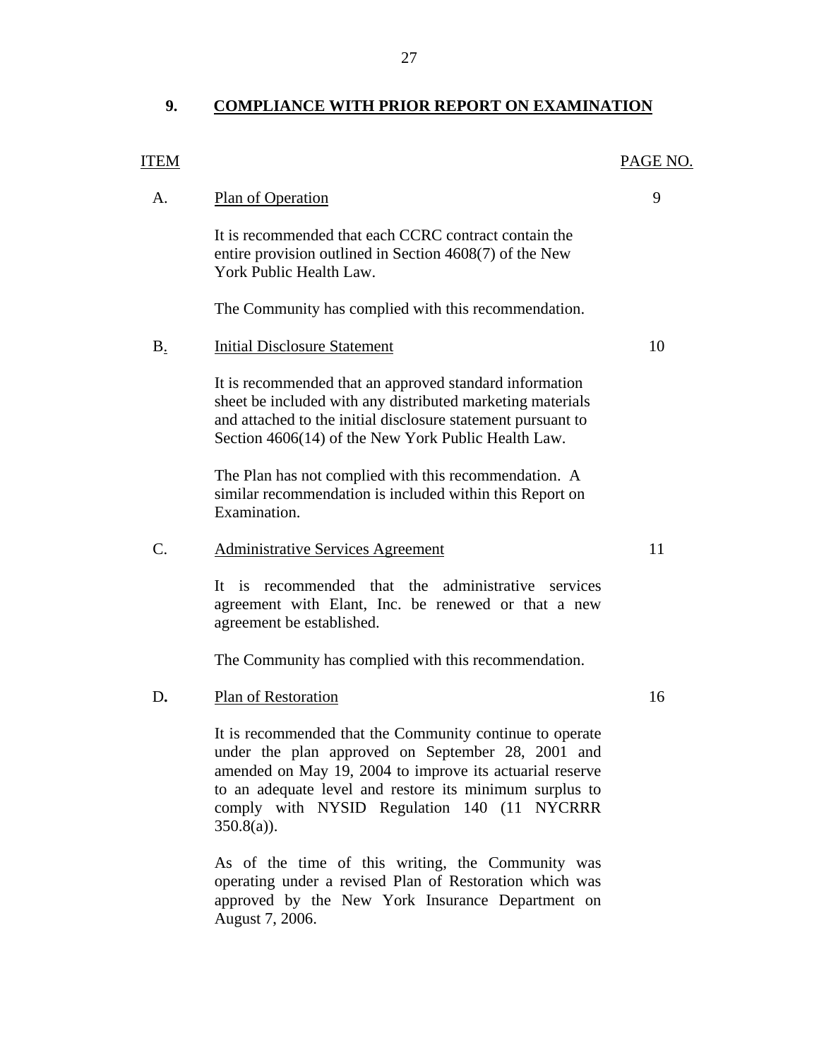## 9. COMPLIANCE WITH PRIOR REPORT ON EXAMINATION

| ITEM | | PAGE NO. |
|---|---|---|
| A. | Plan of Operation | 9 |
| | It is recommended that each CCRC contract contain the entire provision outlined in Section 4608(7) of the New York Public Health Law. | |
| | The Community has complied with this recommendation. | |
| B. | Initial Disclosure Statement | 10 |
| | It is recommended that an approved standard information sheet be included with any distributed marketing materials and attached to the initial disclosure statement pursuant to Section 4606(14) of the New York Public Health Law. | |
| | The Plan has not complied with this recommendation. A similar recommendation is included within this Report on Examination. | |
| C. | Administrative Services Agreement | 11 |
| | It is recommended that the administrative services agreement with Elant, Inc. be renewed or that a new agreement be established. | |
| | The Community has complied with this recommendation. | |
| D. | Plan of Restoration | 16 |
| | It is recommended that the Community continue to operate under the plan approved on September 28, 2001 and amended on May 19, 2004 to improve its actuarial reserve to an adequate level and restore its minimum surplus to comply with NYSID Regulation 140 (11 NYCRRR 350.8(a)). | |
| | As of the time of this writing, the Community was operating under a revised Plan of Restoration which was approved by the New York Insurance Department on August 7, 2006. | |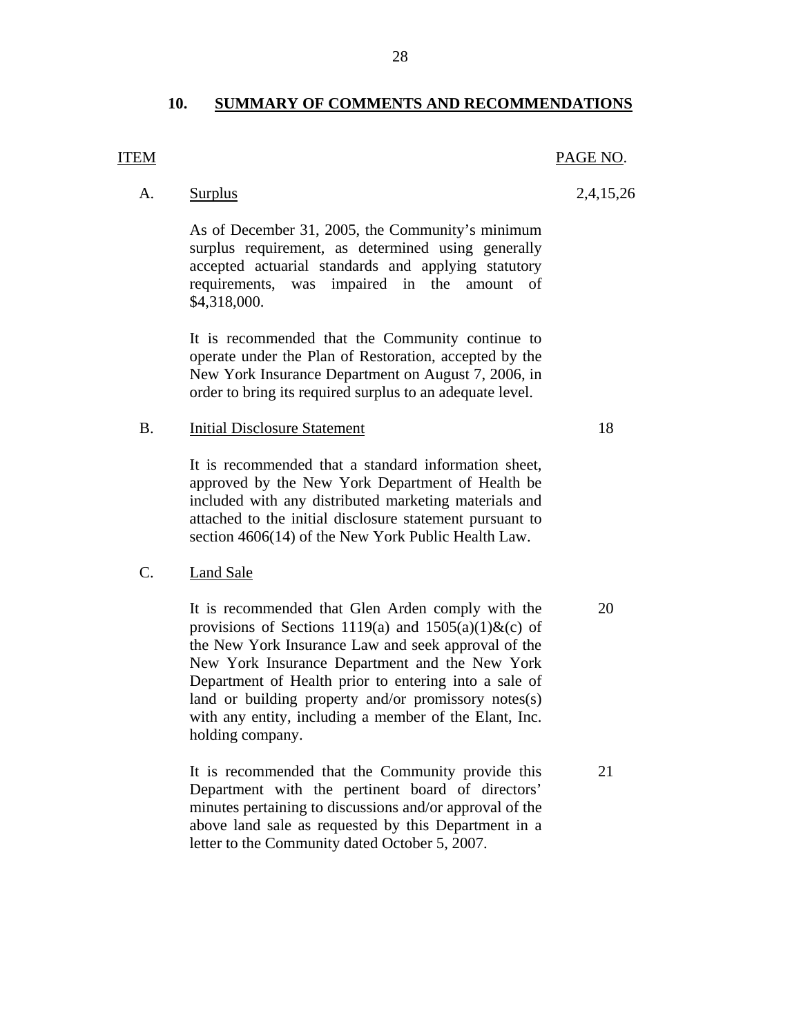## 10. SUMMARY OF COMMENTS AND RECOMMENDATIONS

| ITEM | | | PAGE NO. |
|---|---|---|---|
| A. | Surplus | | 2,4,15,26 |
| | | As of December 31, 2005, the Community's minimum surplus requirement, as determined using generally accepted actuarial standards and applying statutory requirements, was impaired in the amount of $4,318,000. | |
| | | It is recommended that the Community continue to operate under the Plan of Restoration, accepted by the New York Insurance Department on August 7, 2006, in order to bring its required surplus to an adequate level. | |
| B. | Initial Disclosure Statement | | 18 |
| | | It is recommended that a standard information sheet, approved by the New York Department of Health be included with any distributed marketing materials and attached to the initial disclosure statement pursuant to section 4606(14) of the New York Public Health Law. | |
| C. | Land Sale | | |
| | | It is recommended that Glen Arden comply with the provisions of Sections 1119(a) and 1505(a)(1)&(c) of the New York Insurance Law and seek approval of the New York Insurance Department and the New York Department of Health prior to entering into a sale of land or building property and/or promissory notes(s) with any entity, including a member of the Elant, Inc. holding company. | 20 |
| | | It is recommended that the Community provide this Department with the pertinent board of directors' minutes pertaining to discussions and/or approval of the above land sale as requested by this Department in a letter to the Community dated October 5, 2007. | 21 |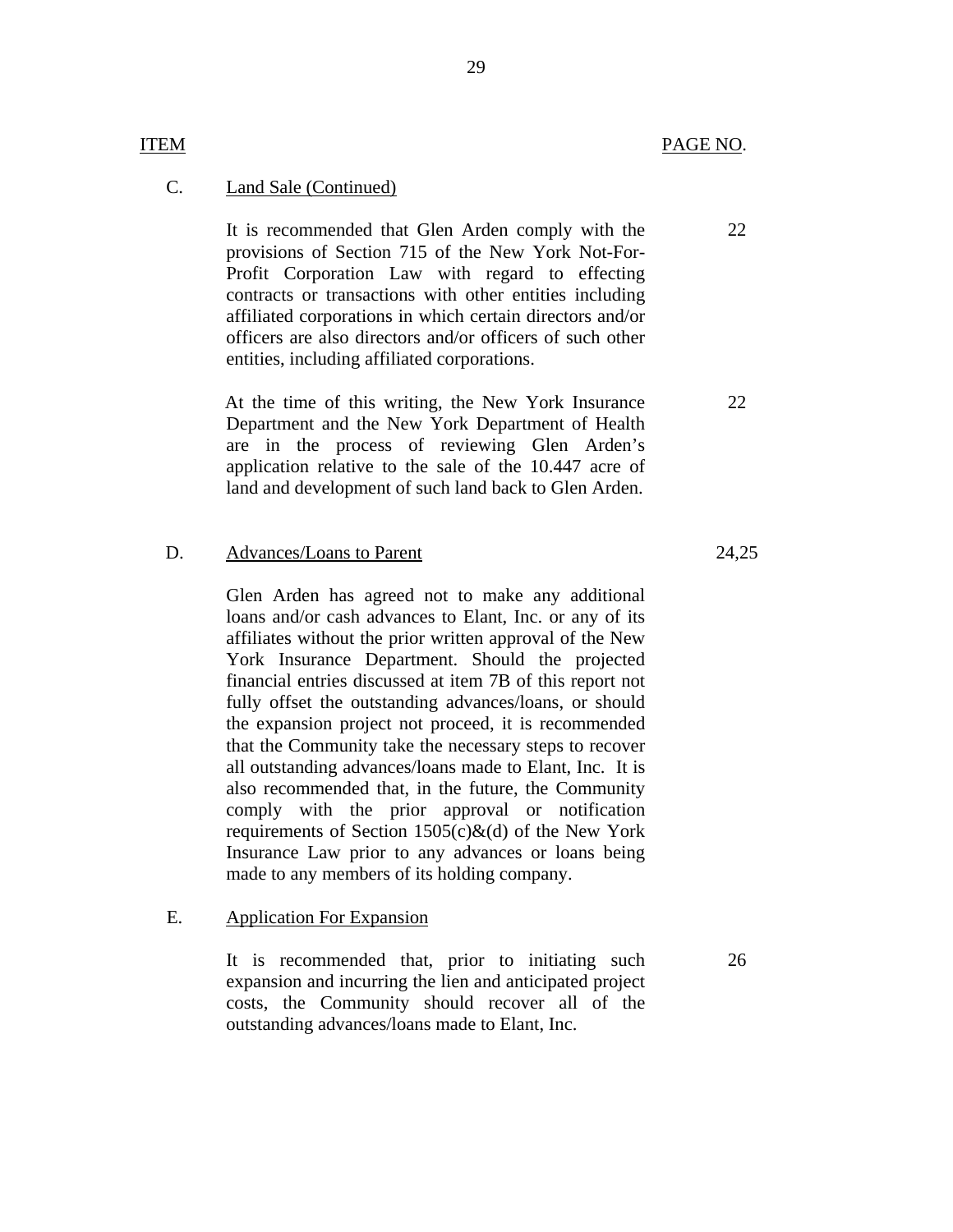| ITEM | | PAGE NO. |
|---|---|---|
| C. | Land Sale (Continued) | |
| | It is recommended that Glen Arden comply with the provisions of Section 715 of the New York Not-For-Profit Corporation Law with regard to effecting contracts or transactions with other entities including affiliated corporations in which certain directors and/or officers are also directors and/or officers of such other entities, including affiliated corporations. | 22 |
| | At the time of this writing, the New York Insurance Department and the New York Department of Health are in the process of reviewing Glen Arden's application relative to the sale of the 10.447 acre of land and development of such land back to Glen Arden. | 22 |
| D. | Advances/Loans to Parent | 24,25 |
| | Glen Arden has agreed not to make any additional loans and/or cash advances to Elant, Inc. or any of its affiliates without the prior written approval of the New York Insurance Department. Should the projected financial entries discussed at item 7B of this report not fully offset the outstanding advances/loans, or should the expansion project not proceed, it is recommended that the Community take the necessary steps to recover all outstanding advances/loans made to Elant, Inc. It is also recommended that, in the future, the Community comply with the prior approval or notification requirements of Section 1505(c)&(d) of the New York Insurance Law prior to any advances or loans being made to any members of its holding company. | |
| E. | Application For Expansion | |
| | It is recommended that, prior to initiating such expansion and incurring the lien and anticipated project costs, the Community should recover all of the outstanding advances/loans made to Elant, Inc. | 26 |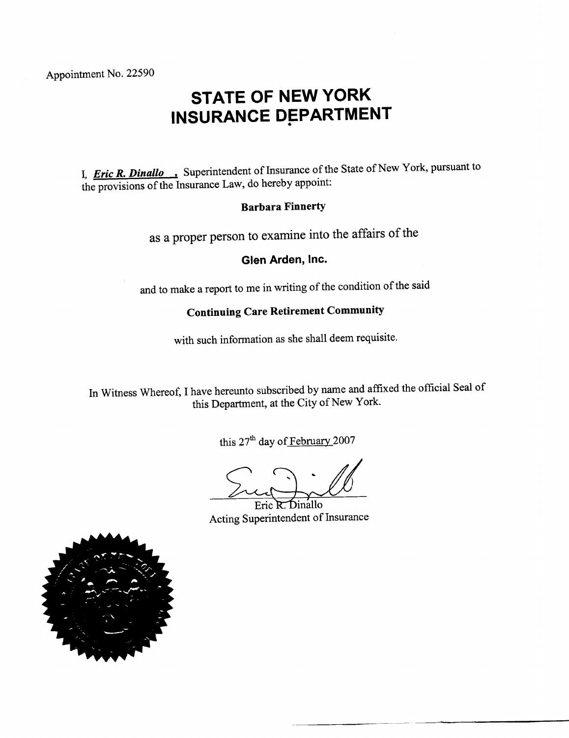Appointment No. 22590

# STATE OF NEW YORK
# INSURANCE DEPARTMENT

I, ***Eric R. Dinallo*** , Superintendent of Insurance of the State of New York, pursuant to the provisions of the Insurance Law, do hereby appoint:

**Barbara Finnerty**

as a proper person to examine into the affairs of the

**Glen Arden, Inc.**

and to make a report to me in writing of the condition of the said

**Continuing Care Retirement Community**

with such information as she shall deem requisite.

In Witness Whereof, I have hereunto subscribed by name and affixed the official Seal of this Department, at the City of New York.

this 27th day of February 2007

Eric R. Dinallo
Acting Superintendent of Insurance